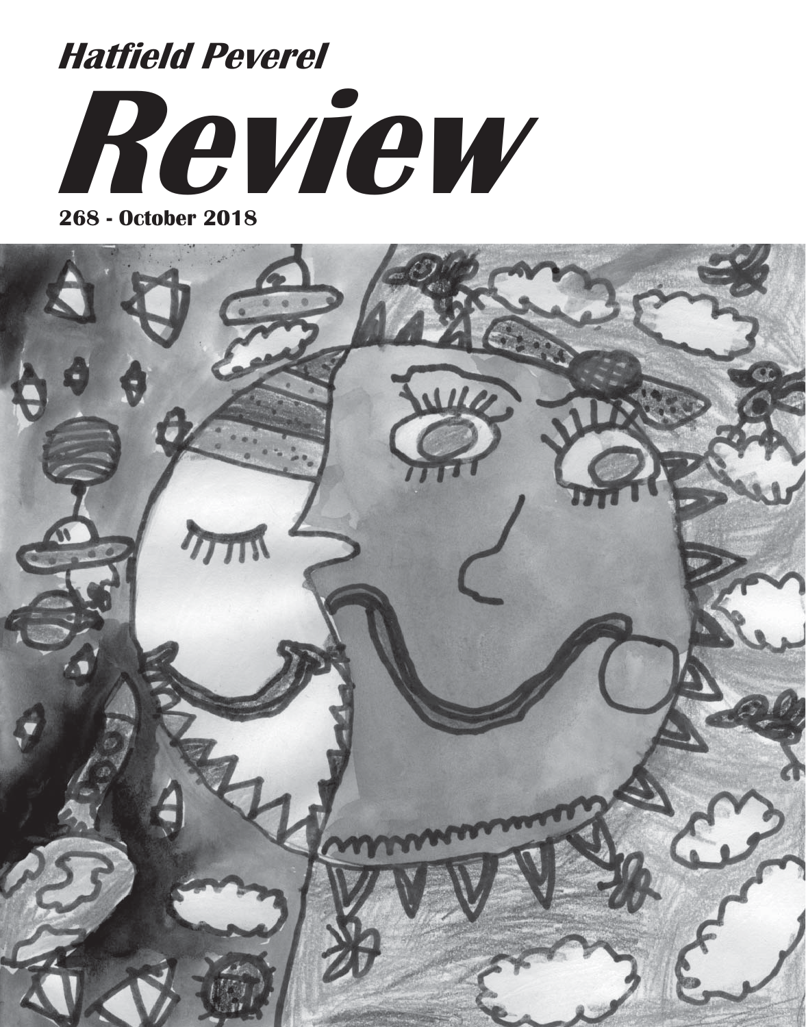*Hatfield Peverel*

# *Review*

**268 - October 2018**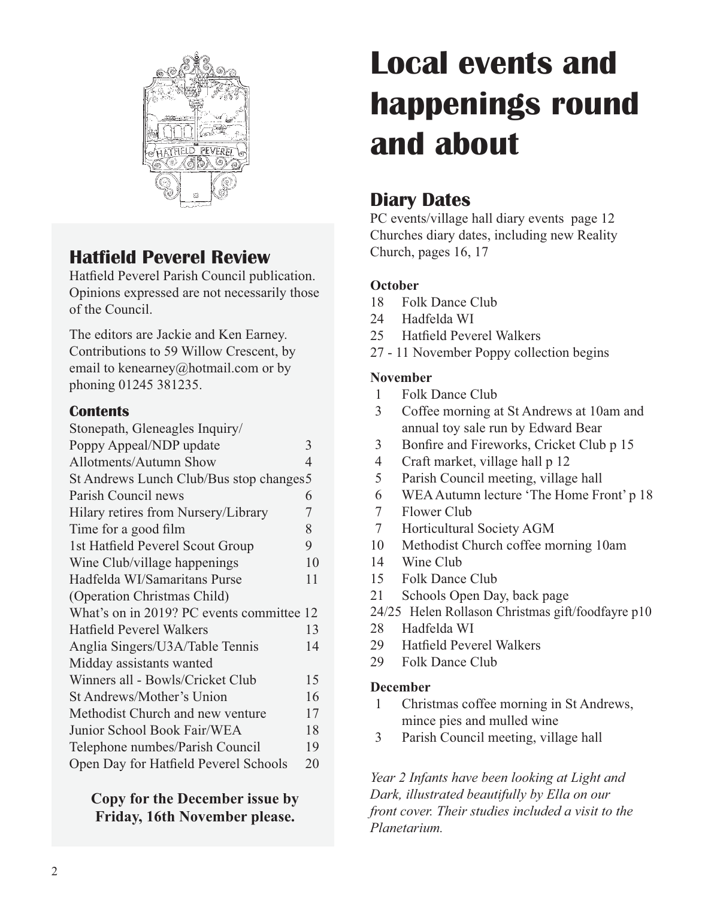## Hatfield Peverel Review

Hatfield Peverel Parish Council publication. Opinions expressed are not necessarily those of the Council.

The editors are Jackie and Ken Earney. Contributions to 59 Willow Crescent, by email to kenearney@hotmail.com or by phoning 01245 381235.

### Contents

| | |
|---|---|
| Stonepath, Gleneagles Inquiry/ Poppy Appeal/NDP update | 3 |
| Allotments/Autumn Show | 4 |
| St Andrews Lunch Club/Bus stop changes | 5 |
| Parish Council news | 6 |
| Hilary retires from Nursery/Library | 7 |
| Time for a good film | 8 |
| 1st Hatfield Peverel Scout Group | 9 |
| Wine Club/village happenings | 10 |
| Hadfelda WI/Samaritans Purse (Operation Christmas Child) | 11 |
| What's on in 2019? PC events committee | 12 |
| Hatfield Peverel Walkers | 13 |
| Anglia Singers/U3A/Table Tennis Midday assistants wanted | 14 |
| Winners all - Bowls/Cricket Club | 15 |
| St Andrews/Mother's Union | 16 |
| Methodist Church and new venture | 17 |
| Junior School Book Fair/WEA | 18 |
| Telephone numbes/Parish Council | 19 |
| Open Day for Hatfield Peverel Schools | 20 |

**Copy for the December issue by Friday, 16th November please.**

# Local events and happenings round and about

## Diary Dates

PC events/village hall diary events page 12
Churches diary dates, including new Reality Church, pages 16, 17

**October**

- 18 Folk Dance Club
- 24 Hadfelda WI
- 25 Hatfield Peverel Walkers
- 27 - 11 November Poppy collection begins

**November**

- 1 Folk Dance Club
- 3 Coffee morning at St Andrews at 10am and annual toy sale run by Edward Bear
- 3 Bonfire and Fireworks, Cricket Club p 15
- 4 Craft market, village hall p 12
- 5 Parish Council meeting, village hall
- 6 WEA Autumn lecture 'The Home Front' p 18
- 7 Flower Club
- 7 Horticultural Society AGM
- 10 Methodist Church coffee morning 10am
- 14 Wine Club
- 15 Folk Dance Club
- 21 Schools Open Day, back page
- 24/25 Helen Rollason Christmas gift/foodfayre p10
- 28 Hadfelda WI
- 29 Hatfield Peverel Walkers
- 29 Folk Dance Club

**December**

- 1 Christmas coffee morning in St Andrews, mince pies and mulled wine
- 3 Parish Council meeting, village hall

*Year 2 Infants have been looking at Light and Dark, illustrated beautifully by Ella on our front cover. Their studies included a visit to the Planetarium.*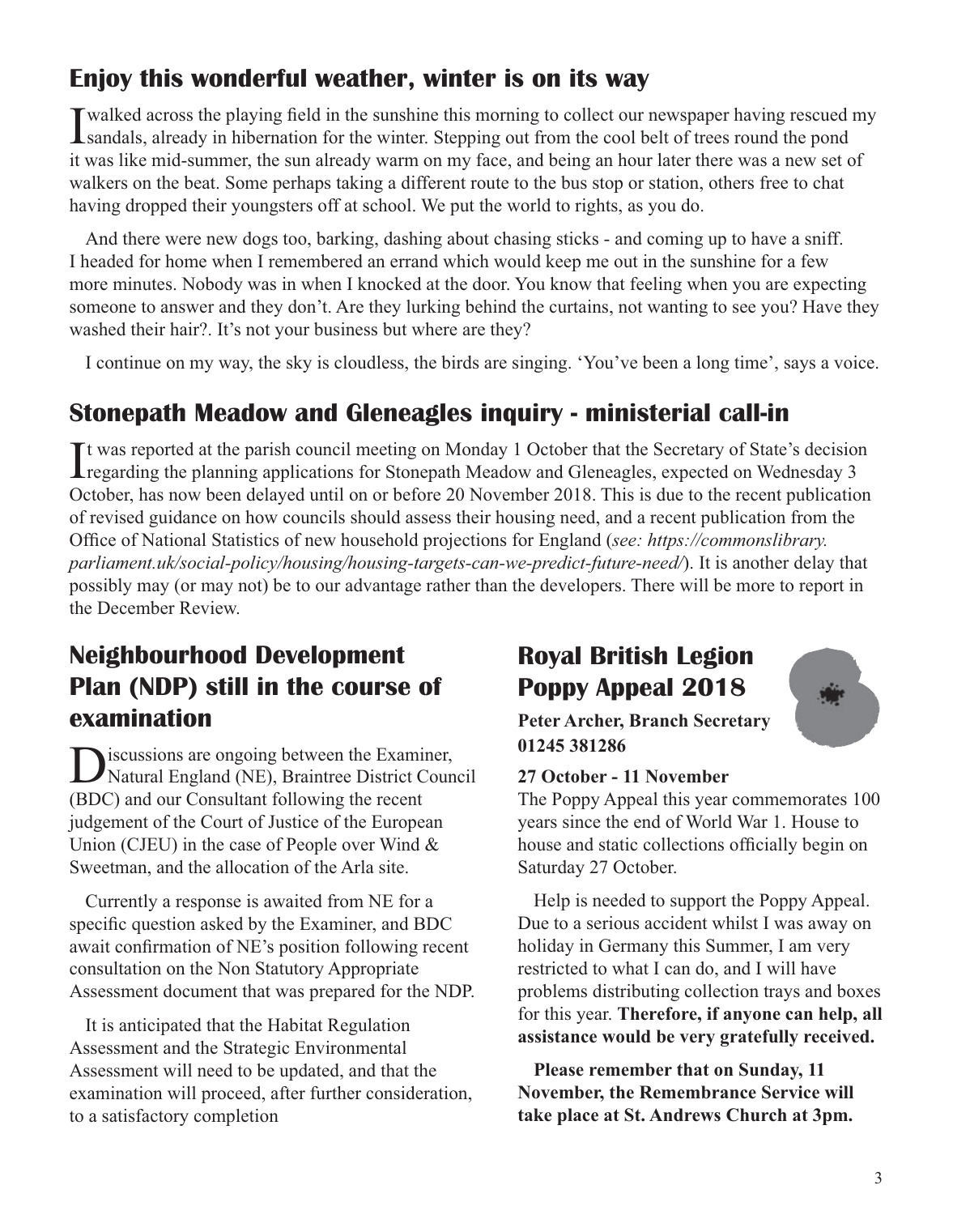## Enjoy this wonderful weather, winter is on its way

I walked across the playing field in the sunshine this morning to collect our newspaper having rescued my sandals, already in hibernation for the winter. Stepping out from the cool belt of trees round the pond it was like mid-summer, the sun already warm on my face, and being an hour later there was a new set of walkers on the beat. Some perhaps taking a different route to the bus stop or station, others free to chat having dropped their youngsters off at school. We put the world to rights, as you do.

And there were new dogs too, barking, dashing about chasing sticks - and coming up to have a sniff. I headed for home when I remembered an errand which would keep me out in the sunshine for a few more minutes. Nobody was in when I knocked at the door. You know that feeling when you are expecting someone to answer and they don't. Are they lurking behind the curtains, not wanting to see you? Have they washed their hair?. It's not your business but where are they?

I continue on my way, the sky is cloudless, the birds are singing. 'You've been a long time', says a voice.

## Stonepath Meadow and Gleneagles inquiry - ministerial call-in

It was reported at the parish council meeting on Monday 1 October that the Secretary of State's decision regarding the planning applications for Stonepath Meadow and Gleneagles, expected on Wednesday 3 October, has now been delayed until on or before 20 November 2018. This is due to the recent publication of revised guidance on how councils should assess their housing need, and a recent publication from the Office of National Statistics of new household projections for England (*see: https://commonslibrary.parliament.uk/social-policy/housing/housing-targets-can-we-predict-future-need/*). It is another delay that possibly may (or may not) be to our advantage rather than the developers. There will be more to report in the December Review.

## Neighbourhood Development Plan (NDP) still in the course of examination

Discussions are ongoing between the Examiner, Natural England (NE), Braintree District Council (BDC) and our Consultant following the recent judgement of the Court of Justice of the European Union (CJEU) in the case of People over Wind & Sweetman, and the allocation of the Arla site.

Currently a response is awaited from NE for a specific question asked by the Examiner, and BDC await confirmation of NE's position following recent consultation on the Non Statutory Appropriate Assessment document that was prepared for the NDP.

It is anticipated that the Habitat Regulation Assessment and the Strategic Environmental Assessment will need to be updated, and that the examination will proceed, after further consideration, to a satisfactory completion

## Royal British Legion Poppy Appeal 2018

**Peter Archer, Branch Secretary**
**01245 381286**

**27 October - 11 November**

The Poppy Appeal this year commemorates 100 years since the end of World War 1. House to house and static collections officially begin on Saturday 27 October.

Help is needed to support the Poppy Appeal. Due to a serious accident whilst I was away on holiday in Germany this Summer, I am very restricted to what I can do, and I will have problems distributing collection trays and boxes for this year. **Therefore, if anyone can help, all assistance would be very gratefully received.**

**Please remember that on Sunday, 11 November, the Remembrance Service will take place at St. Andrews Church at 3pm.**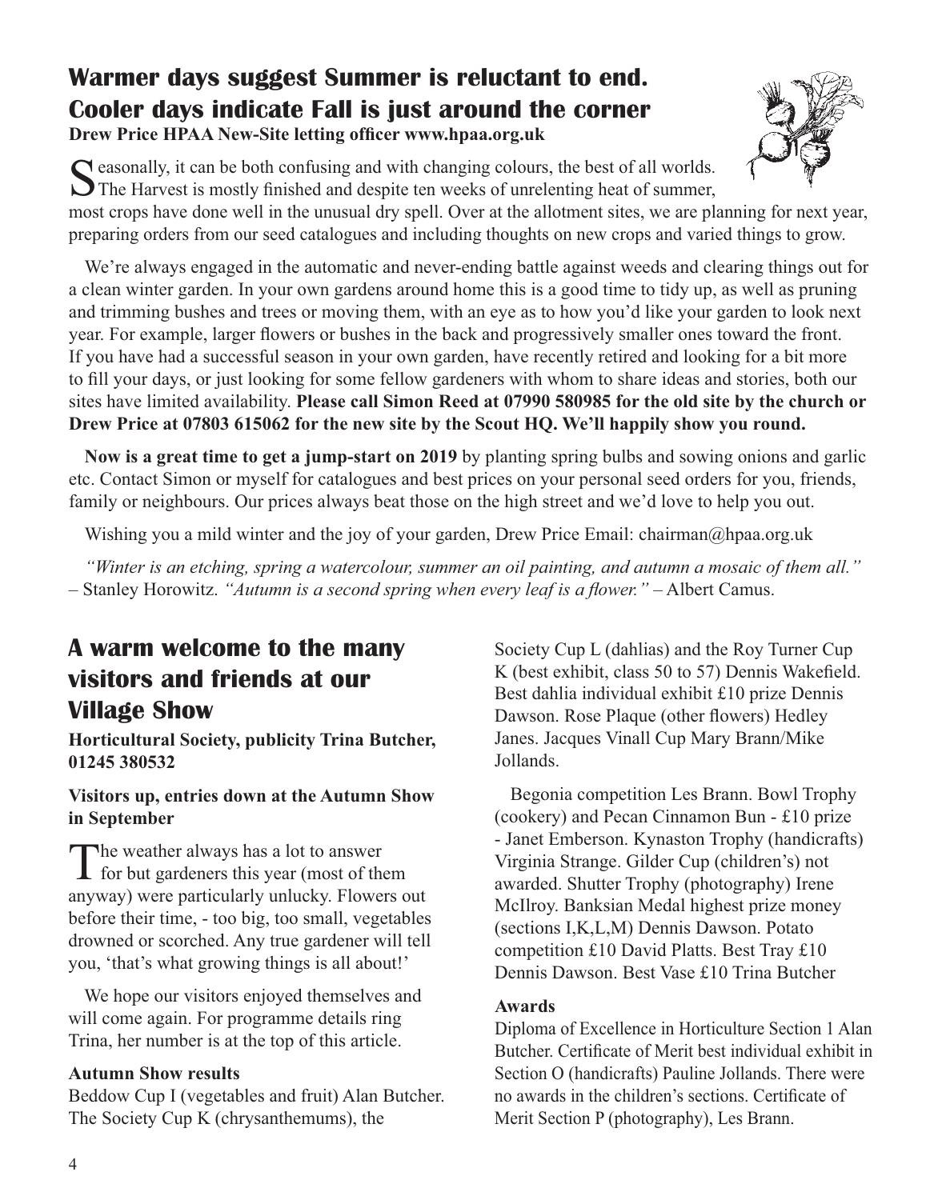## Warmer days suggest Summer is reluctant to end. Cooler days indicate Fall is just around the corner

**Drew Price HPAA New-Site letting officer www.hpaa.org.uk**

Seasonally, it can be both confusing and with changing colours, the best of all worlds. The Harvest is mostly finished and despite ten weeks of unrelenting heat of summer, most crops have done well in the unusual dry spell. Over at the allotment sites, we are planning for next year, preparing orders from our seed catalogues and including thoughts on new crops and varied things to grow.

We're always engaged in the automatic and never-ending battle against weeds and clearing things out for a clean winter garden. In your own gardens around home this is a good time to tidy up, as well as pruning and trimming bushes and trees or moving them, with an eye as to how you'd like your garden to look next year. For example, larger flowers or bushes in the back and progressively smaller ones toward the front. If you have had a successful season in your own garden, have recently retired and looking for a bit more to fill your days, or just looking for some fellow gardeners with whom to share ideas and stories, both our sites have limited availability. **Please call Simon Reed at 07990 580985 for the old site by the church or Drew Price at 07803 615062 for the new site by the Scout HQ. We'll happily show you round.**

**Now is a great time to get a jump-start on 2019** by planting spring bulbs and sowing onions and garlic etc. Contact Simon or myself for catalogues and best prices on your personal seed orders for you, friends, family or neighbours. Our prices always beat those on the high street and we'd love to help you out.

Wishing you a mild winter and the joy of your garden, Drew Price Email: chairman@hpaa.org.uk

*"Winter is an etching, spring a watercolour, summer an oil painting, and autumn a mosaic of them all."* – Stanley Horowitz. *"Autumn is a second spring when every leaf is a flower."* – Albert Camus.

## A warm welcome to the many visitors and friends at our Village Show

**Horticultural Society, publicity Trina Butcher, 01245 380532**

**Visitors up, entries down at the Autumn Show in September**

The weather always has a lot to answer for but gardeners this year (most of them anyway) were particularly unlucky. Flowers out before their time, - too big, too small, vegetables drowned or scorched. Any true gardener will tell you, 'that's what growing things is all about!'

We hope our visitors enjoyed themselves and will come again. For programme details ring Trina, her number is at the top of this article.

**Autumn Show results**

Beddow Cup I (vegetables and fruit) Alan Butcher. The Society Cup K (chrysanthemums), the Society Cup L (dahlias) and the Roy Turner Cup K (best exhibit, class 50 to 57) Dennis Wakefield. Best dahlia individual exhibit £10 prize Dennis Dawson. Rose Plaque (other flowers) Hedley Janes. Jacques Vinall Cup Mary Brann/Mike Jollands.

Begonia competition Les Brann. Bowl Trophy (cookery) and Pecan Cinnamon Bun - £10 prize - Janet Emberson. Kynaston Trophy (handicrafts) Virginia Strange. Gilder Cup (children's) not awarded. Shutter Trophy (photography) Irene McIlroy. Banksian Medal highest prize money (sections I,K,L,M) Dennis Dawson. Potato competition £10 David Platts. Best Tray £10 Dennis Dawson. Best Vase £10 Trina Butcher

**Awards**

Diploma of Excellence in Horticulture Section 1 Alan Butcher. Certificate of Merit best individual exhibit in Section O (handicrafts) Pauline Jollands. There were no awards in the children's sections. Certificate of Merit Section P (photography), Les Brann.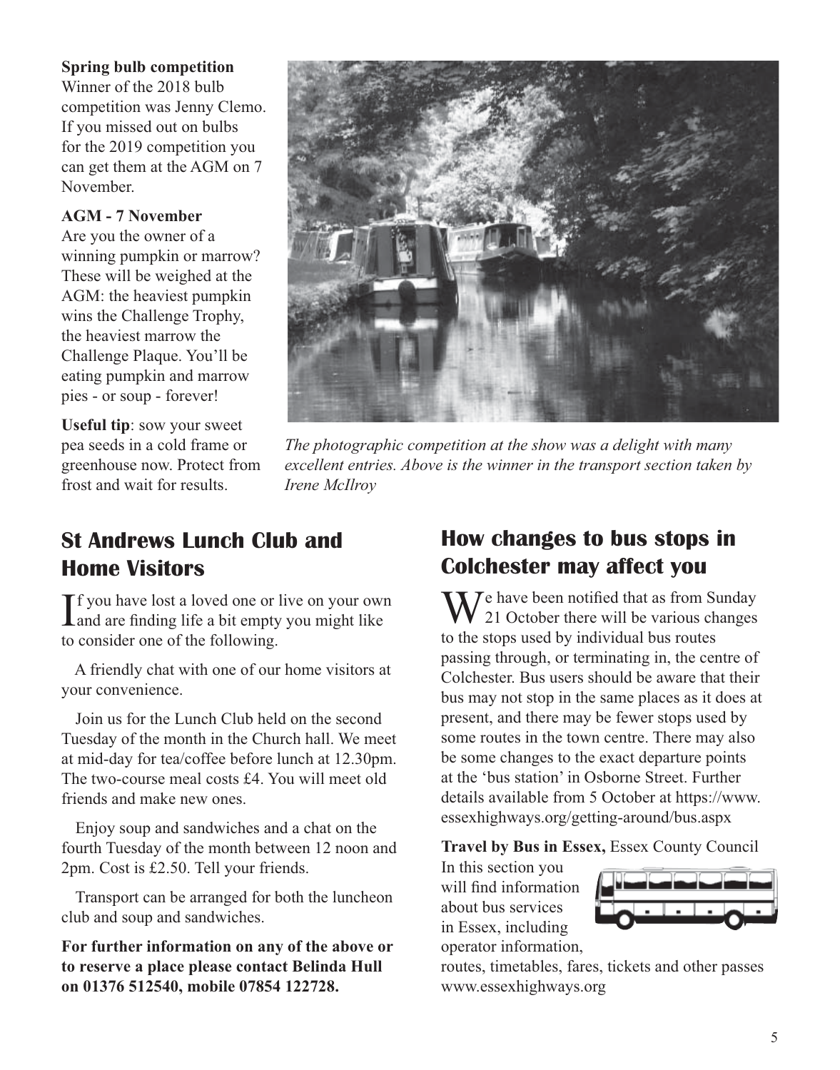**Spring bulb competition**
Winner of the 2018 bulb competition was Jenny Clemo. If you missed out on bulbs for the 2019 competition you can get them at the AGM on 7 November.

**AGM - 7 November**
Are you the owner of a winning pumpkin or marrow? These will be weighed at the AGM: the heaviest pumpkin wins the Challenge Trophy, the heaviest marrow the Challenge Plaque. You'll be eating pumpkin and marrow pies - or soup - forever!

**Useful tip**: sow your sweet pea seeds in a cold frame or greenhouse now. Protect from frost and wait for results.

*The photographic competition at the show was a delight with many excellent entries. Above is the winner in the transport section taken by Irene McIlroy*

## St Andrews Lunch Club and Home Visitors

If you have lost a loved one or live on your own and are finding life a bit empty you might like to consider one of the following.

A friendly chat with one of our home visitors at your convenience.

Join us for the Lunch Club held on the second Tuesday of the month in the Church hall. We meet at mid-day for tea/coffee before lunch at 12.30pm. The two-course meal costs £4. You will meet old friends and make new ones.

Enjoy soup and sandwiches and a chat on the fourth Tuesday of the month between 12 noon and 2pm. Cost is £2.50. Tell your friends.

Transport can be arranged for both the luncheon club and soup and sandwiches.

**For further information on any of the above or to reserve a place please contact Belinda Hull on 01376 512540, mobile 07854 122728.**

## How changes to bus stops in Colchester may affect you

We have been notified that as from Sunday 21 October there will be various changes to the stops used by individual bus routes passing through, or terminating in, the centre of Colchester. Bus users should be aware that their bus may not stop in the same places as it does at present, and there may be fewer stops used by some routes in the town centre. There may also be some changes to the exact departure points at the 'bus station' in Osborne Street. Further details available from 5 October at https://www.essexhighways.org/getting-around/bus.aspx

**Travel by Bus in Essex,** Essex County Council

In this section you will find information about bus services in Essex, including operator information, routes, timetables, fares, tickets and other passes www.essexhighways.org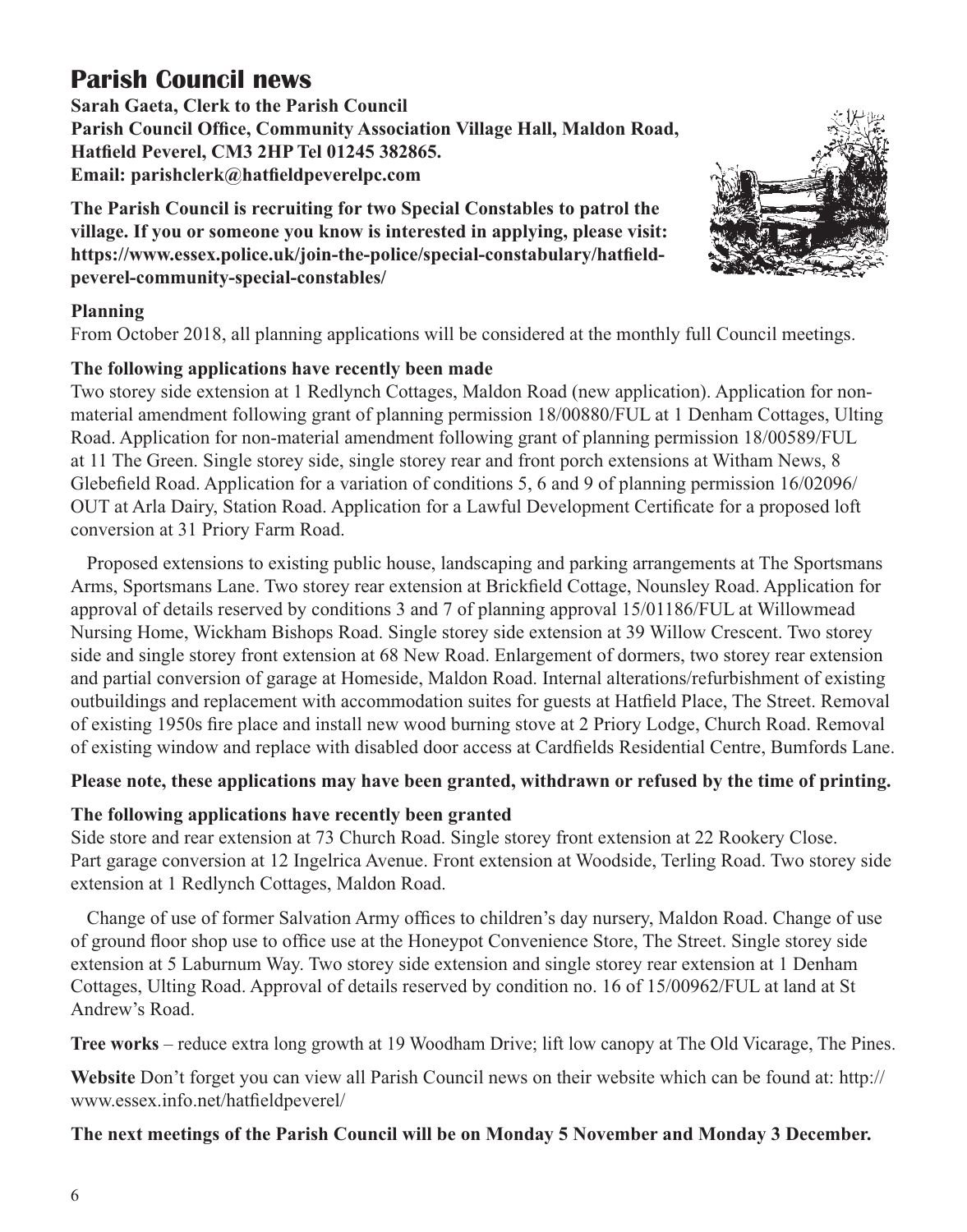# Parish Council news

**Sarah Gaeta, Clerk to the Parish Council**
**Parish Council Office, Community Association Village Hall, Maldon Road, Hatfield Peverel, CM3 2HP Tel 01245 382865.**
**Email: parishclerk@hatfieldpeverelpc.com**

**The Parish Council is recruiting for two Special Constables to patrol the village. If you or someone you know is interested in applying, please visit: https://www.essex.police.uk/join-the-police/special-constabulary/hatfield-peverel-community-special-constables/**

### Planning

From October 2018, all planning applications will be considered at the monthly full Council meetings.

### The following applications have recently been made

Two storey side extension at 1 Redlynch Cottages, Maldon Road (new application). Application for non-material amendment following grant of planning permission 18/00880/FUL at 1 Denham Cottages, Ulting Road. Application for non-material amendment following grant of planning permission 18/00589/FUL at 11 The Green. Single storey side, single storey rear and front porch extensions at Witham News, 8 Glebefield Road. Application for a variation of conditions 5, 6 and 9 of planning permission 16/02096/OUT at Arla Dairy, Station Road. Application for a Lawful Development Certificate for a proposed loft conversion at 31 Priory Farm Road.

Proposed extensions to existing public house, landscaping and parking arrangements at The Sportsmans Arms, Sportsmans Lane. Two storey rear extension at Brickfield Cottage, Nounsley Road. Application for approval of details reserved by conditions 3 and 7 of planning approval 15/01186/FUL at Willowmead Nursing Home, Wickham Bishops Road. Single storey side extension at 39 Willow Crescent. Two storey side and single storey front extension at 68 New Road. Enlargement of dormers, two storey rear extension and partial conversion of garage at Homeside, Maldon Road. Internal alterations/refurbishment of existing outbuildings and replacement with accommodation suites for guests at Hatfield Place, The Street. Removal of existing 1950s fire place and install new wood burning stove at 2 Priory Lodge, Church Road. Removal of existing window and replace with disabled door access at Cardfields Residential Centre, Bumfords Lane.

**Please note, these applications may have been granted, withdrawn or refused by the time of printing.**

### The following applications have recently been granted

Side store and rear extension at 73 Church Road. Single storey front extension at 22 Rookery Close. Part garage conversion at 12 Ingelrica Avenue. Front extension at Woodside, Terling Road. Two storey side extension at 1 Redlynch Cottages, Maldon Road.

Change of use of former Salvation Army offices to children's day nursery, Maldon Road. Change of use of ground floor shop use to office use at the Honeypot Convenience Store, The Street. Single storey side extension at 5 Laburnum Way. Two storey side extension and single storey rear extension at 1 Denham Cottages, Ulting Road. Approval of details reserved by condition no. 16 of 15/00962/FUL at land at St Andrew's Road.

**Tree works** – reduce extra long growth at 19 Woodham Drive; lift low canopy at The Old Vicarage, The Pines.

**Website** Don't forget you can view all Parish Council news on their website which can be found at: http://www.essex.info.net/hatfieldpeverel/

**The next meetings of the Parish Council will be on Monday 5 November and Monday 3 December.**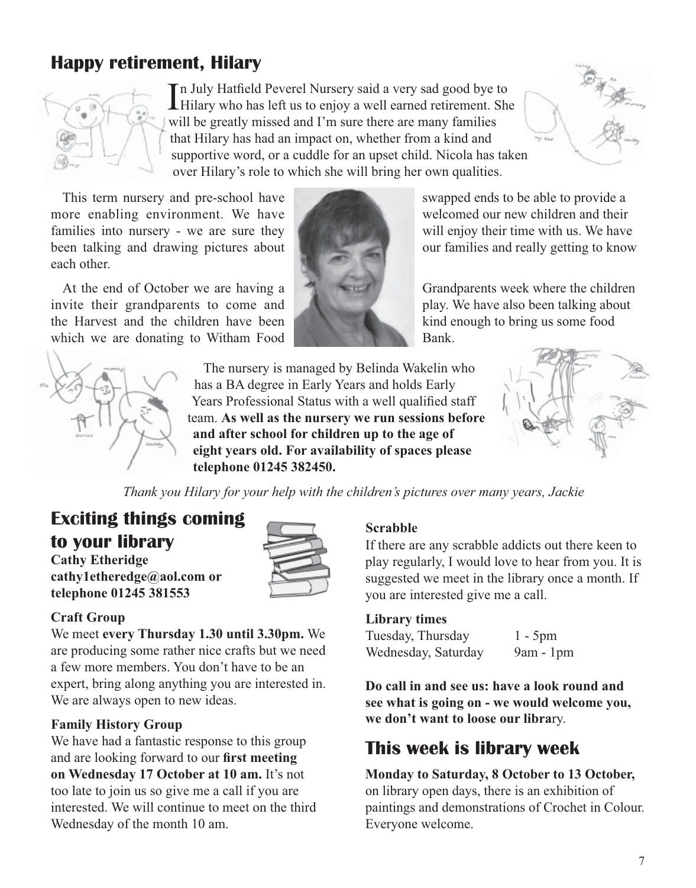## Happy retirement, Hilary

In July Hatfield Peverel Nursery said a very sad good bye to Hilary who has left us to enjoy a well earned retirement. She will be greatly missed and I'm sure there are many families that Hilary has had an impact on, whether from a kind and supportive word, or a cuddle for an upset child. Nicola has taken over Hilary's role to which she will bring her own qualities.

This term nursery and pre-school have swapped ends to be able to provide a more enabling environment. We have welcomed our new children and their families into nursery - we are sure they will enjoy their time with us. We have been talking and drawing pictures about our families and really getting to know each other.

At the end of October we are having a Grandparents week where the children invite their grandparents to come and play. We have also been talking about the Harvest and the children have been kind enough to bring us some food which we are donating to Witham Food Bank.

The nursery is managed by Belinda Wakelin who has a BA degree in Early Years and holds Early Years Professional Status with a well qualified staff team. **As well as the nursery we run sessions before and after school for children up to the age of eight years old. For availability of spaces please telephone 01245 382450.**

*Thank you Hilary for your help with the children's pictures over many years, Jackie*

## Exciting things coming to your library

**Cathy Etheridge**
**cathy1etheredge@aol.com or telephone 01245 381553**

### Craft Group

We meet **every Thursday 1.30 until 3.30pm.** We are producing some rather nice crafts but we need a few more members. You don't have to be an expert, bring along anything you are interested in. We are always open to new ideas.

### Family History Group

We have had a fantastic response to this group and are looking forward to our **first meeting on Wednesday 17 October at 10 am.** It's not too late to join us so give me a call if you are interested. We will continue to meet on the third Wednesday of the month 10 am.

### Scrabble

If there are any scrabble addicts out there keen to play regularly, I would love to hear from you. It is suggested we meet in the library once a month. If you are interested give me a call.

### Library times

| | |
|---|---|
| Tuesday, Thursday | 1 - 5pm |
| Wednesday, Saturday | 9am - 1pm |

**Do call in and see us: have a look round and see what is going on - we would welcome you, we don't want to loose our libra**ry.

## This week is library week

**Monday to Saturday, 8 October to 13 October,** on library open days, there is an exhibition of paintings and demonstrations of Crochet in Colour. Everyone welcome.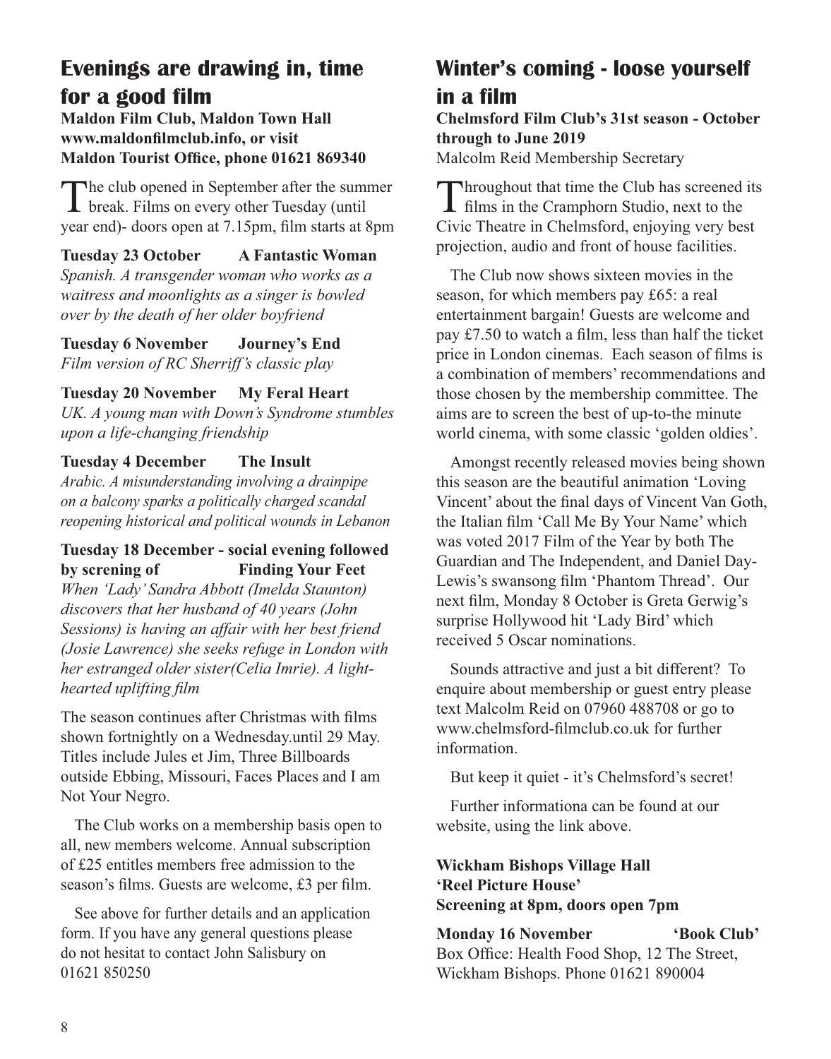## Evenings are drawing in, time for a good film

**Maldon Film Club, Maldon Town Hall**
**www.maldonfilmclub.info, or visit**
**Maldon Tourist Office, phone 01621 869340**

The club opened in September after the summer break. Films on every other Tuesday (until year end)- doors open at 7.15pm, film starts at 8pm

**Tuesday 23 October A Fantastic Woman**
*Spanish. A transgender woman who works as a waitress and moonlights as a singer is bowled over by the death of her older boyfriend*

**Tuesday 6 November Journey's End**
*Film version of RC Sherriff's classic play*

**Tuesday 20 November My Feral Heart**
*UK. A young man with Down's Syndrome stumbles upon a life-changing friendship*

**Tuesday 4 December The Insult**
*Arabic. A misunderstanding involving a drainpipe on a balcony sparks a politically charged scandal reopening historical and political wounds in Lebanon*

**Tuesday 18 December - social evening followed by screning of Finding Your Feet**
*When 'Lady' Sandra Abbott (Imelda Staunton) discovers that her husband of 40 years (John Sessions) is having an affair with her best friend (Josie Lawrence) she seeks refuge in London with her estranged older sister(Celia Imrie). A light-hearted uplifting film*

The season continues after Christmas with films shown fortnightly on a Wednesday.until 29 May. Titles include Jules et Jim, Three Billboards outside Ebbing, Missouri, Faces Places and I am Not Your Negro.

The Club works on a membership basis open to all, new members welcome. Annual subscription of £25 entitles members free admission to the season's films. Guests are welcome, £3 per film.

See above for further details and an application form. If you have any general questions please do not hesitat to contact John Salisbury on 01621 850250

## Winter's coming - loose yourself in a film

**Chelmsford Film Club's 31st season - October through to June 2019**
Malcolm Reid Membership Secretary

Throughout that time the Club has screened its films in the Cramphorn Studio, next to the Civic Theatre in Chelmsford, enjoying very best projection, audio and front of house facilities.

The Club now shows sixteen movies in the season, for which members pay £65: a real entertainment bargain! Guests are welcome and pay £7.50 to watch a film, less than half the ticket price in London cinemas. Each season of films is a combination of members' recommendations and those chosen by the membership committee. The aims are to screen the best of up-to-the minute world cinema, with some classic 'golden oldies'.

Amongst recently released movies being shown this season are the beautiful animation 'Loving Vincent' about the final days of Vincent Van Goth, the Italian film 'Call Me By Your Name' which was voted 2017 Film of the Year by both The Guardian and The Independent, and Daniel Day-Lewis's swansong film 'Phantom Thread'. Our next film, Monday 8 October is Greta Gerwig's surprise Hollywood hit 'Lady Bird' which received 5 Oscar nominations.

Sounds attractive and just a bit different? To enquire about membership or guest entry please text Malcolm Reid on 07960 488708 or go to www.chelmsford-filmclub.co.uk for further information.

But keep it quiet - it's Chelmsford's secret!

Further informationa can be found at our website, using the link above.

**Wickham Bishops Village Hall**
**'Reel Picture House'**
**Screening at 8pm, doors open 7pm**

**Monday 16 November 'Book Club'**
Box Office: Health Food Shop, 12 The Street, Wickham Bishops. Phone 01621 890004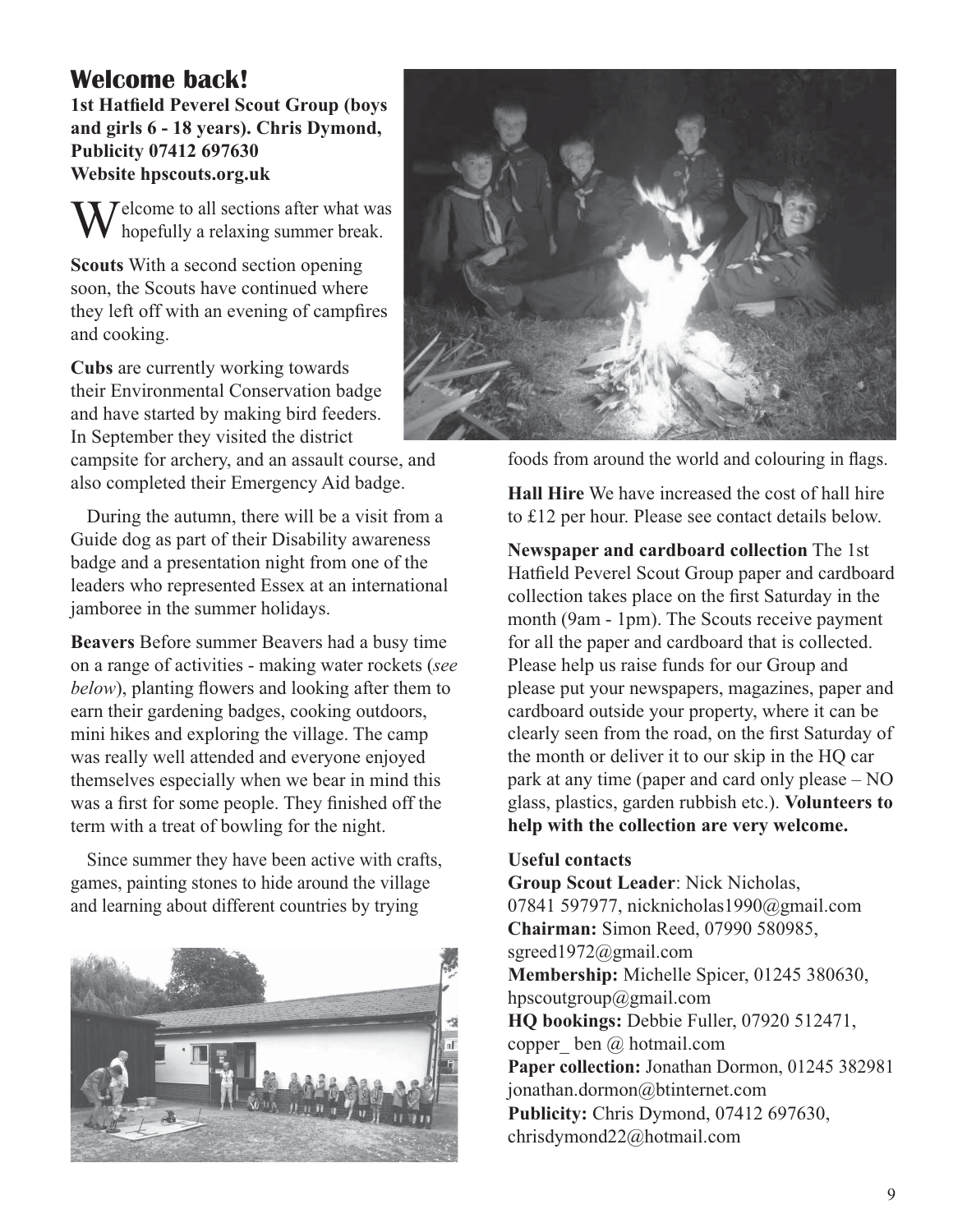# Welcome back!

**1st Hatfield Peverel Scout Group (boys and girls 6 - 18 years). Chris Dymond, Publicity 07412 697630**
**Website hpscouts.org.uk**

Welcome to all sections after what was hopefully a relaxing summer break.

**Scouts** With a second section opening soon, the Scouts have continued where they left off with an evening of campfires and cooking.

**Cubs** are currently working towards their Environmental Conservation badge and have started by making bird feeders. In September they visited the district campsite for archery, and an assault course, and also completed their Emergency Aid badge.

During the autumn, there will be a visit from a Guide dog as part of their Disability awareness badge and a presentation night from one of the leaders who represented Essex at an international jamboree in the summer holidays.

**Beavers** Before summer Beavers had a busy time on a range of activities - making water rockets (*see below*), planting flowers and looking after them to earn their gardening badges, cooking outdoors, mini hikes and exploring the village. The camp was really well attended and everyone enjoyed themselves especially when we bear in mind this was a first for some people. They finished off the term with a treat of bowling for the night.

Since summer they have been active with crafts, games, painting stones to hide around the village and learning about different countries by trying foods from around the world and colouring in flags.

**Hall Hire** We have increased the cost of hall hire to £12 per hour. Please see contact details below.

**Newspaper and cardboard collection** The 1st Hatfield Peverel Scout Group paper and cardboard collection takes place on the first Saturday in the month (9am - 1pm). The Scouts receive payment for all the paper and cardboard that is collected. Please help us raise funds for our Group and please put your newspapers, magazines, paper and cardboard outside your property, where it can be clearly seen from the road, on the first Saturday of the month or deliver it to our skip in the HQ car park at any time (paper and card only please – NO glass, plastics, garden rubbish etc.). **Volunteers to help with the collection are very welcome.**

**Useful contacts**

**Group Scout Leader**: Nick Nicholas, 07841 597977, nicknicholas1990@gmail.com
**Chairman:** Simon Reed, 07990 580985, sgreed1972@gmail.com
**Membership:** Michelle Spicer, 01245 380630, hpscoutgroup@gmail.com
**HQ bookings:** Debbie Fuller, 07920 512471, copper_ ben @ hotmail.com
**Paper collection:** Jonathan Dormon, 01245 382981 jonathan.dormon@btinternet.com
**Publicity:** Chris Dymond, 07412 697630, chrisdymond22@hotmail.com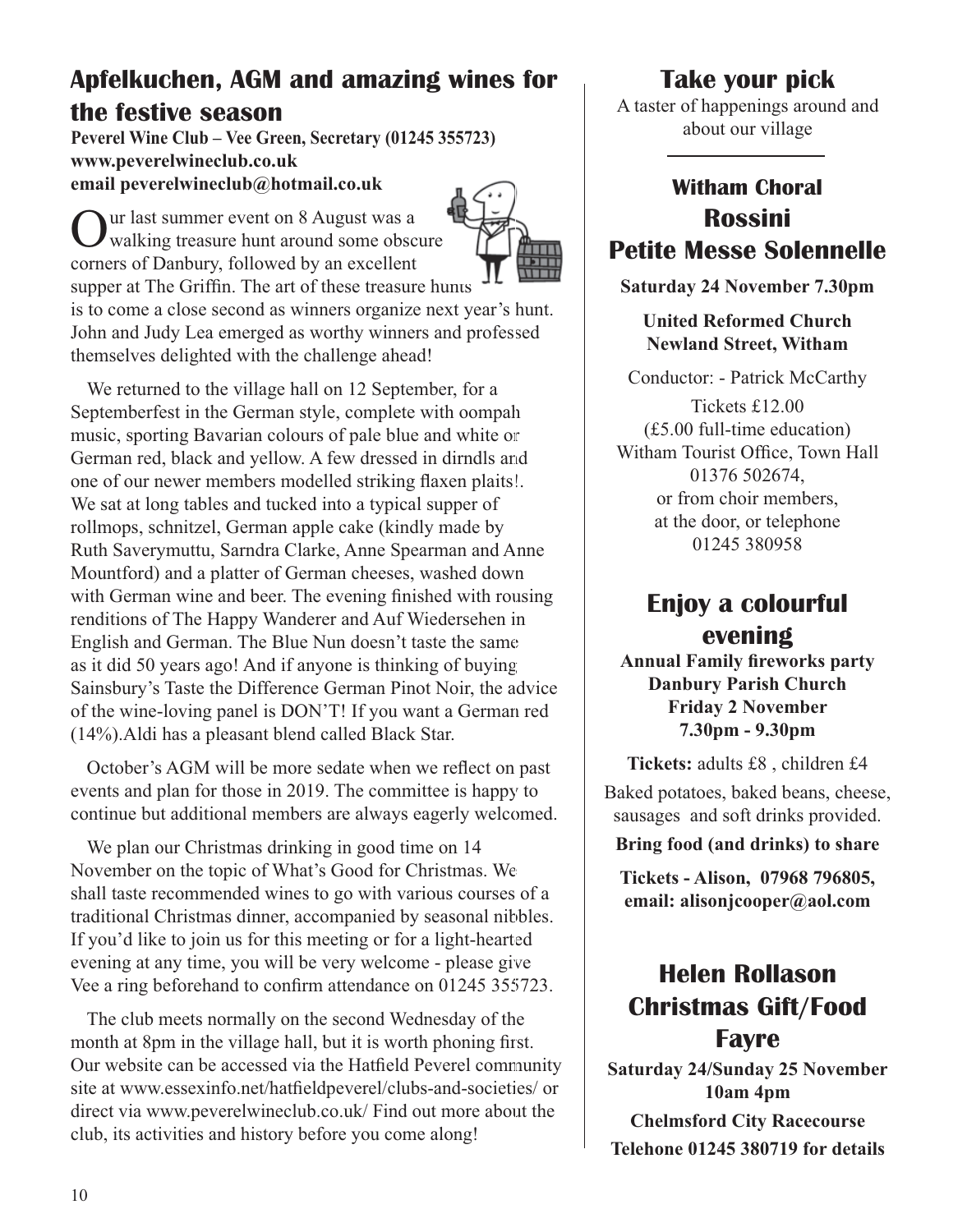## Apfelkuchen, AGM and amazing wines for the festive season

**Peverel Wine Club – Vee Green, Secretary (01245 355723)**
**www.peverelwineclub.co.uk**
**email peverelwineclub@hotmail.co.uk**

Our last summer event on 8 August was a walking treasure hunt around some obscure corners of Danbury, followed by an excellent supper at The Griffin. The art of these treasure hunts is to come a close second as winners organize next year's hunt. John and Judy Lea emerged as worthy winners and professed themselves delighted with the challenge ahead!

We returned to the village hall on 12 September, for a Septemberfest in the German style, complete with oompah music, sporting Bavarian colours of pale blue and white or German red, black and yellow. A few dressed in dirndls and one of our newer members modelled striking flaxen plaits!. We sat at long tables and tucked into a typical supper of rollmops, schnitzel, German apple cake (kindly made by Ruth Saverymuttu, Sarndra Clarke, Anne Spearman and Anne Mountford) and a platter of German cheeses, washed down with German wine and beer. The evening finished with rousing renditions of The Happy Wanderer and Auf Wiedersehen in English and German. The Blue Nun doesn't taste the same as it did 50 years ago! And if anyone is thinking of buying Sainsbury's Taste the Difference German Pinot Noir, the advice of the wine-loving panel is DON'T! If you want a German red (14%).Aldi has a pleasant blend called Black Star.

October's AGM will be more sedate when we reflect on past events and plan for those in 2019. The committee is happy to continue but additional members are always eagerly welcomed.

We plan our Christmas drinking in good time on 14 November on the topic of What's Good for Christmas. We shall taste recommended wines to go with various courses of a traditional Christmas dinner, accompanied by seasonal nibbles. If you'd like to join us for this meeting or for a light-hearted evening at any time, you will be very welcome - please give Vee a ring beforehand to confirm attendance on 01245 355723.

The club meets normally on the second Wednesday of the month at 8pm in the village hall, but it is worth phoning first. Our website can be accessed via the Hatfield Peverel community site at www.essexinfo.net/hatfieldpeverel/clubs-and-societies/ or direct via www.peverelwineclub.co.uk/ Find out more about the club, its activities and history before you come along!

## Take your pick

A taster of happenings around and about our village

### Witham Choral
### Rossini
### Petite Messe Solennelle

**Saturday 24 November 7.30pm**

**United Reformed Church**
**Newland Street, Witham**

Conductor: - Patrick McCarthy

Tickets £12.00
(£5.00 full-time education)
Witham Tourist Office, Town Hall
01376 502674,
or from choir members,
at the door, or telephone
01245 380958

### Enjoy a colourful evening

**Annual Family fireworks party**
**Danbury Parish Church**
**Friday 2 November**
**7.30pm - 9.30pm**

**Tickets:** adults £8 , children £4

Baked potatoes, baked beans, cheese, sausages and soft drinks provided.

**Bring food (and drinks) to share**

**Tickets - Alison, 07968 796805, email: alisonjcooper@aol.com**

### Helen Rollason Christmas Gift/Food Fayre

**Saturday 24/Sunday 25 November**
**10am 4pm**

**Chelmsford City Racecourse**

**Telehone 01245 380719 for details**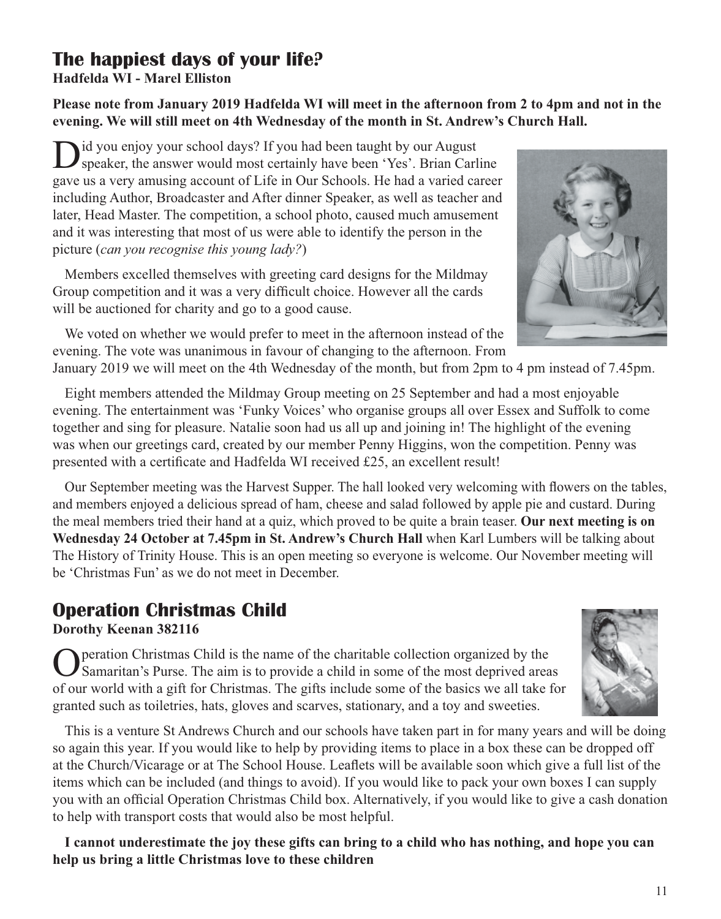## The happiest days of your life?

**Hadfelda WI - Marel Elliston**

**Please note from January 2019 Hadfelda WI will meet in the afternoon from 2 to 4pm and not in the evening. We will still meet on 4th Wednesday of the month in St. Andrew's Church Hall.**

Did you enjoy your school days? If you had been taught by our August speaker, the answer would most certainly have been 'Yes'. Brian Carline gave us a very amusing account of Life in Our Schools. He had a varied career including Author, Broadcaster and After dinner Speaker, as well as teacher and later, Head Master. The competition, a school photo, caused much amusement and it was interesting that most of us were able to identify the person in the picture (*can you recognise this young lady?*)

Members excelled themselves with greeting card designs for the Mildmay Group competition and it was a very difficult choice. However all the cards will be auctioned for charity and go to a good cause.

We voted on whether we would prefer to meet in the afternoon instead of the evening. The vote was unanimous in favour of changing to the afternoon. From January 2019 we will meet on the 4th Wednesday of the month, but from 2pm to 4 pm instead of 7.45pm.

Eight members attended the Mildmay Group meeting on 25 September and had a most enjoyable evening. The entertainment was 'Funky Voices' who organise groups all over Essex and Suffolk to come together and sing for pleasure. Natalie soon had us all up and joining in! The highlight of the evening was when our greetings card, created by our member Penny Higgins, won the competition. Penny was presented with a certificate and Hadfelda WI received £25, an excellent result!

Our September meeting was the Harvest Supper. The hall looked very welcoming with flowers on the tables, and members enjoyed a delicious spread of ham, cheese and salad followed by apple pie and custard. During the meal members tried their hand at a quiz, which proved to be quite a brain teaser. **Our next meeting is on Wednesday 24 October at 7.45pm in St. Andrew's Church Hall** when Karl Lumbers will be talking about The History of Trinity House. This is an open meeting so everyone is welcome. Our November meeting will be 'Christmas Fun' as we do not meet in December.

## Operation Christmas Child

**Dorothy Keenan 382116**

Operation Christmas Child is the name of the charitable collection organized by the Samaritan's Purse. The aim is to provide a child in some of the most deprived areas of our world with a gift for Christmas. The gifts include some of the basics we all take for granted such as toiletries, hats, gloves and scarves, stationary, and a toy and sweeties.

This is a venture St Andrews Church and our schools have taken part in for many years and will be doing so again this year. If you would like to help by providing items to place in a box these can be dropped off at the Church/Vicarage or at The School House. Leaflets will be available soon which give a full list of the items which can be included (and things to avoid). If you would like to pack your own boxes I can supply you with an official Operation Christmas Child box. Alternatively, if you would like to give a cash donation to help with transport costs that would also be most helpful.

**I cannot underestimate the joy these gifts can bring to a child who has nothing, and hope you can help us bring a little Christmas love to these children**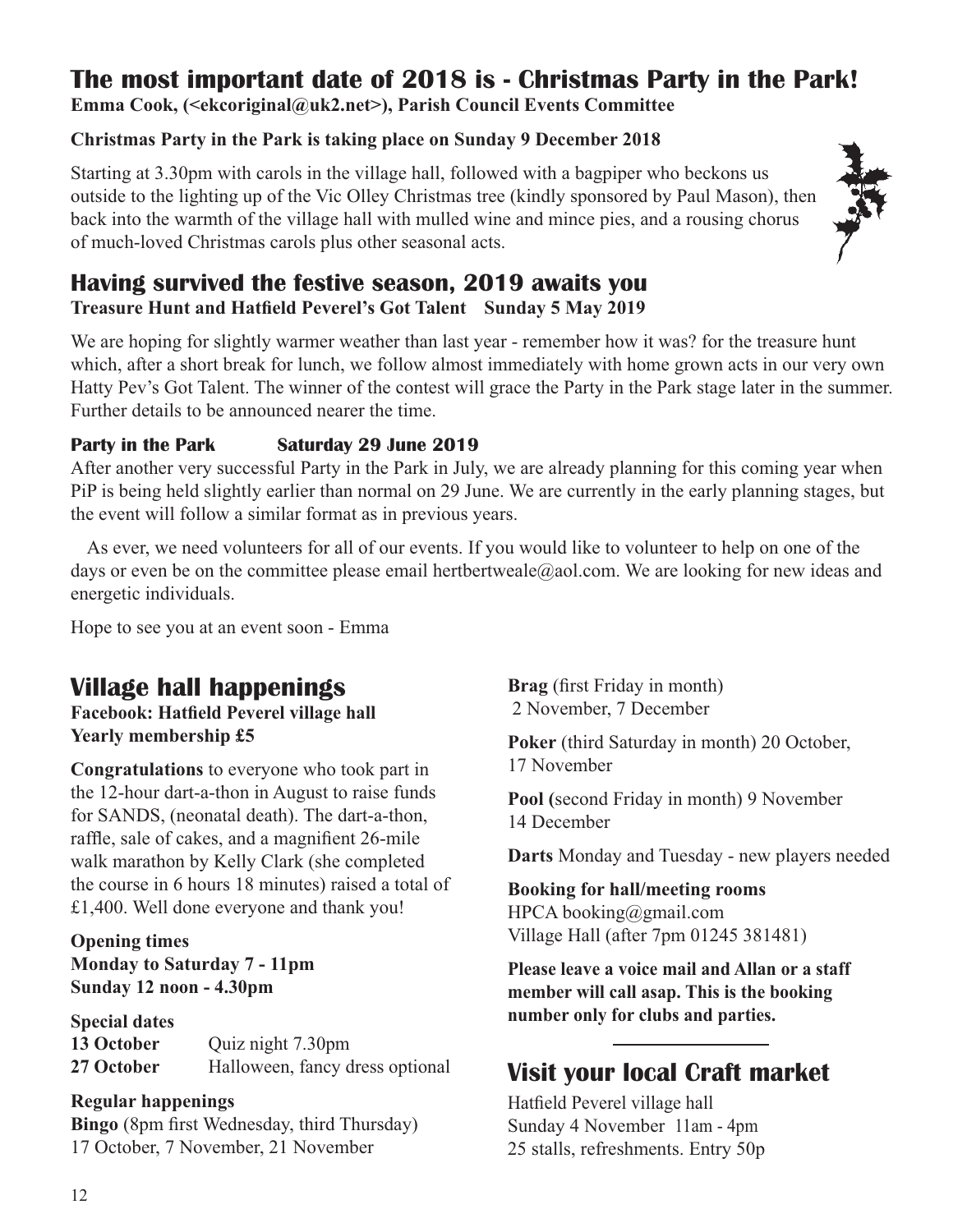## The most important date of 2018 is - Christmas Party in the Park!

**Emma Cook, (<ekcoriginal@uk2.net>), Parish Council Events Committee**

**Christmas Party in the Park is taking place on Sunday 9 December 2018**

Starting at 3.30pm with carols in the village hall, followed with a bagpiper who beckons us outside to the lighting up of the Vic Olley Christmas tree (kindly sponsored by Paul Mason), then back into the warmth of the village hall with mulled wine and mince pies, and a rousing chorus of much-loved Christmas carols plus other seasonal acts.

## Having survived the festive season, 2019 awaits you

**Treasure Hunt and Hatfield Peverel's Got Talent Sunday 5 May 2019**

We are hoping for slightly warmer weather than last year - remember how it was? for the treasure hunt which, after a short break for lunch, we follow almost immediately with home grown acts in our very own Hatty Pev's Got Talent. The winner of the contest will grace the Party in the Park stage later in the summer. Further details to be announced nearer the time.

**Party in the Park Saturday 29 June 2019**

After another very successful Party in the Park in July, we are already planning for this coming year when PiP is being held slightly earlier than normal on 29 June. We are currently in the early planning stages, but the event will follow a similar format as in previous years.

As ever, we need volunteers for all of our events. If you would like to volunteer to help on one of the days or even be on the committee please email hertbertweale@aol.com. We are looking for new ideas and energetic individuals.

Hope to see you at an event soon - Emma

## Village hall happenings

**Facebook: Hatfield Peverel village hall**
**Yearly membership £5**

**Congratulations** to everyone who took part in the 12-hour dart-a-thon in August to raise funds for SANDS, (neonatal death). The dart-a-thon, raffle, sale of cakes, and a magnificent 26-mile walk marathon by Kelly Clark (she completed the course in 6 hours 18 minutes) raised a total of £1,400. Well done everyone and thank you!

**Opening times**
**Monday to Saturday 7 - 11pm**
**Sunday 12 noon - 4.30pm**

**Special dates**
**13 October** Quiz night 7.30pm
**27 October** Halloween, fancy dress optional

**Regular happenings**

**Bingo** (8pm first Wednesday, third Thursday) 17 October, 7 November, 21 November

**Brag** (first Friday in month) 2 November, 7 December

**Poker** (third Saturday in month) 20 October, 17 November

**Pool (**second Friday in month) 9 November 14 December

**Darts** Monday and Tuesday - new players needed

**Booking for hall/meeting rooms**
HPCA booking@gmail.com
Village Hall (after 7pm 01245 381481)

**Please leave a voice mail and Allan or a staff member will call asap. This is the booking number only for clubs and parties.**

## Visit your local Craft market

Hatfield Peverel village hall
Sunday 4 November 11am - 4pm
25 stalls, refreshments. Entry 50p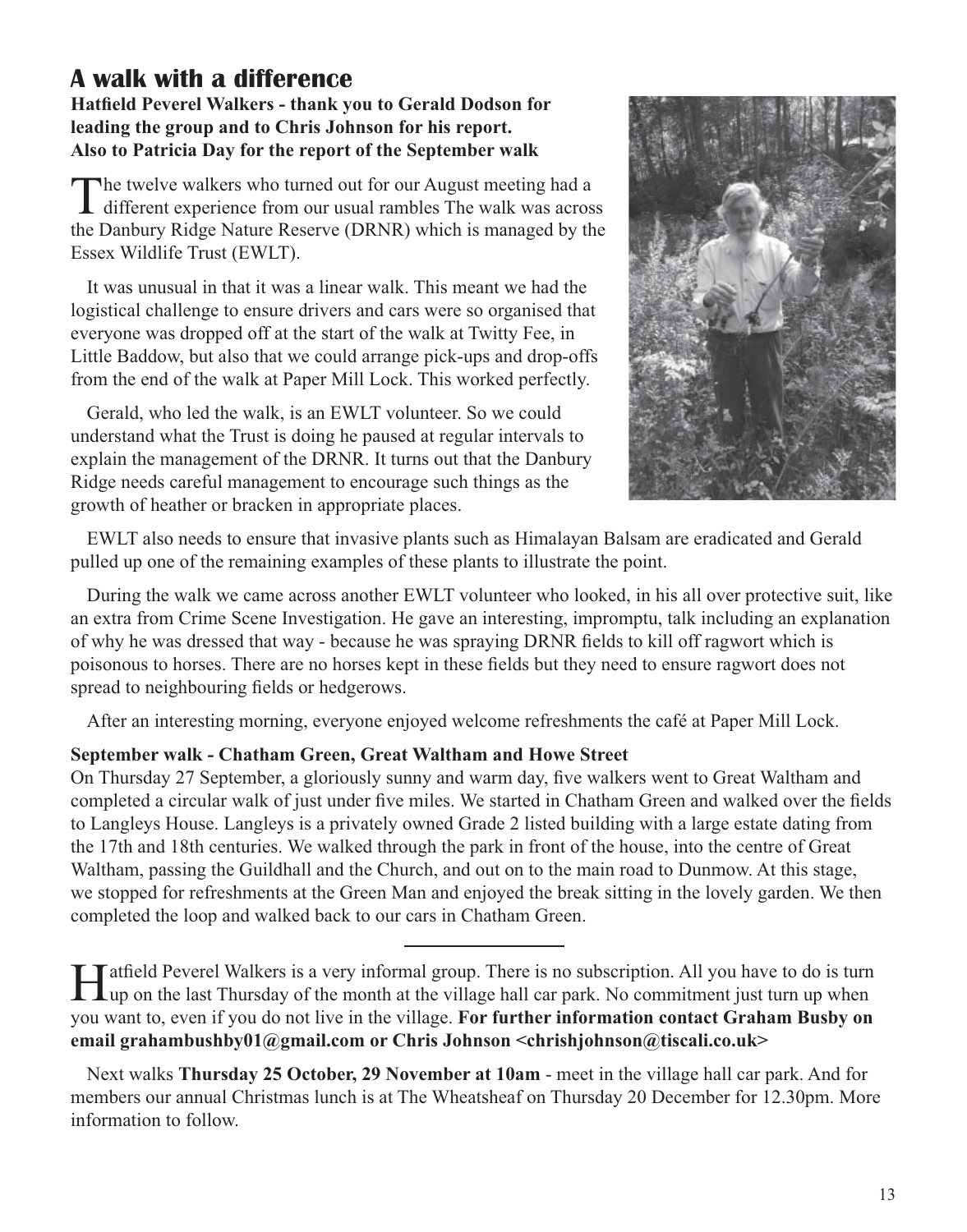# A walk with a difference

**Hatfield Peverel Walkers - thank you to Gerald Dodson for leading the group and to Chris Johnson for his report. Also to Patricia Day for the report of the September walk**

The twelve walkers who turned out for our August meeting had a different experience from our usual rambles The walk was across the Danbury Ridge Nature Reserve (DRNR) which is managed by the Essex Wildlife Trust (EWLT).

It was unusual in that it was a linear walk. This meant we had the logistical challenge to ensure drivers and cars were so organised that everyone was dropped off at the start of the walk at Twitty Fee, in Little Baddow, but also that we could arrange pick-ups and drop-offs from the end of the walk at Paper Mill Lock. This worked perfectly.

Gerald, who led the walk, is an EWLT volunteer. So we could understand what the Trust is doing he paused at regular intervals to explain the management of the DRNR. It turns out that the Danbury Ridge needs careful management to encourage such things as the growth of heather or bracken in appropriate places.

EWLT also needs to ensure that invasive plants such as Himalayan Balsam are eradicated and Gerald pulled up one of the remaining examples of these plants to illustrate the point.

During the walk we came across another EWLT volunteer who looked, in his all over protective suit, like an extra from Crime Scene Investigation. He gave an interesting, impromptu, talk including an explanation of why he was dressed that way - because he was spraying DRNR fields to kill off ragwort which is poisonous to horses. There are no horses kept in these fields but they need to ensure ragwort does not spread to neighbouring fields or hedgerows.

After an interesting morning, everyone enjoyed welcome refreshments the café at Paper Mill Lock.

**September walk - Chatham Green, Great Waltham and Howe Street**

On Thursday 27 September, a gloriously sunny and warm day, five walkers went to Great Waltham and completed a circular walk of just under five miles. We started in Chatham Green and walked over the fields to Langleys House. Langleys is a privately owned Grade 2 listed building with a large estate dating from the 17th and 18th centuries. We walked through the park in front of the house, into the centre of Great Waltham, passing the Guildhall and the Church, and out on to the main road to Dunmow. At this stage, we stopped for refreshments at the Green Man and enjoyed the break sitting in the lovely garden. We then completed the loop and walked back to our cars in Chatham Green.

---

Hatfield Peverel Walkers is a very informal group. There is no subscription. All you have to do is turn up on the last Thursday of the month at the village hall car park. No commitment just turn up when you want to, even if you do not live in the village. **For further information contact Graham Busby on email grahambushby01@gmail.com or Chris Johnson <chrishjohnson@tiscali.co.uk>**

Next walks **Thursday 25 October, 29 November at 10am** - meet in the village hall car park. And for members our annual Christmas lunch is at The Wheatsheaf on Thursday 20 December for 12.30pm. More information to follow.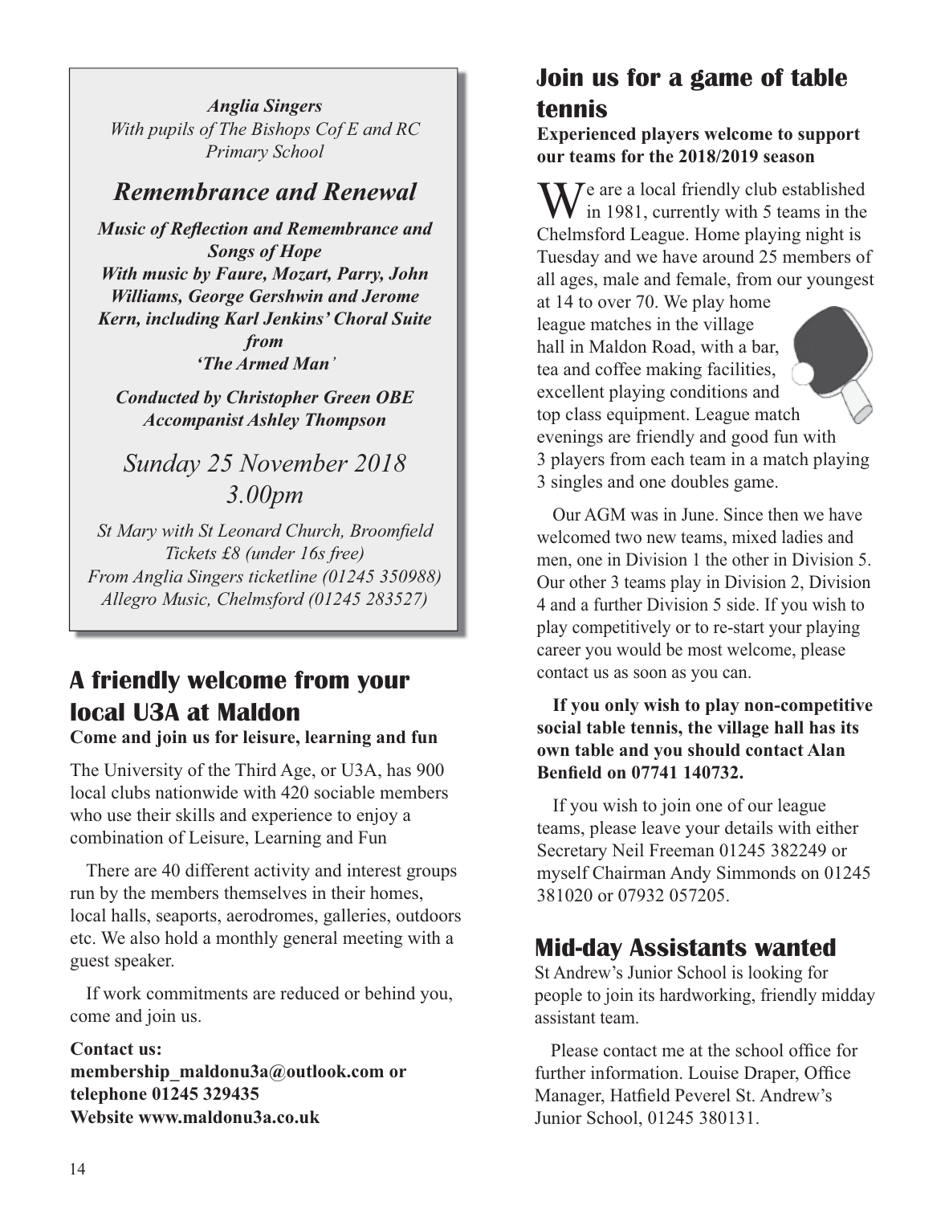*Anglia Singers*
*With pupils of The Bishops C of E and RC Primary School*

## *Remembrance and Renewal*

***Music of Reflection and Remembrance and Songs of Hope***
***With music by Faure, Mozart, Parry, John Williams, George Gershwin and Jerome Kern, including Karl Jenkins' Choral Suite from 'The Armed Man'***

***Conducted by Christopher Green OBE***
***Accompanist Ashley Thompson***

*Sunday 25 November 2018*
*3.00pm*

*St Mary with St Leonard Church, Broomfield*
*Tickets £8 (under 16s free)*
*From Anglia Singers ticketline (01245 350988)*
*Allegro Music, Chelmsford (01245 283527)*

## A friendly welcome from your local U3A at Maldon

**Come and join us for leisure, learning and fun**

The University of the Third Age, or U3A, has 900 local clubs nationwide with 420 sociable members who use their skills and experience to enjoy a combination of Leisure, Learning and Fun

There are 40 different activity and interest groups run by the members themselves in their homes, local halls, seaports, aerodromes, galleries, outdoors etc. We also hold a monthly general meeting with a guest speaker.

If work commitments are reduced or behind you, come and join us.

**Contact us:**
**membership_maldonu3a@outlook.com or telephone 01245 329435**
**Website www.maldonu3a.co.uk**

## Join us for a game of table tennis

**Experienced players welcome to support our teams for the 2018/2019 season**

We are a local friendly club established in 1981, currently with 5 teams in the Chelmsford League. Home playing night is Tuesday and we have around 25 members of all ages, male and female, from our youngest at 14 to over 70. We play home league matches in the village hall in Maldon Road, with a bar, tea and coffee making facilities, excellent playing conditions and top class equipment. League match evenings are friendly and good fun with 3 players from each team in a match playing 3 singles and one doubles game.

Our AGM was in June. Since then we have welcomed two new teams, mixed ladies and men, one in Division 1 the other in Division 5. Our other 3 teams play in Division 2, Division 4 and a further Division 5 side. If you wish to play competitively or to re-start your playing career you would be most welcome, please contact us as soon as you can.

**If you only wish to play non-competitive social table tennis, the village hall has its own table and you should contact Alan Benfield on 07741 140732.**

If you wish to join one of our league teams, please leave your details with either Secretary Neil Freeman 01245 382249 or myself Chairman Andy Simmonds on 01245 381020 or 07932 057205.

## Mid-day Assistants wanted

St Andrew's Junior School is looking for people to join its hardworking, friendly midday assistant team.

Please contact me at the school office for further information. Louise Draper, Office Manager, Hatfield Peverel St. Andrew's Junior School, 01245 380131.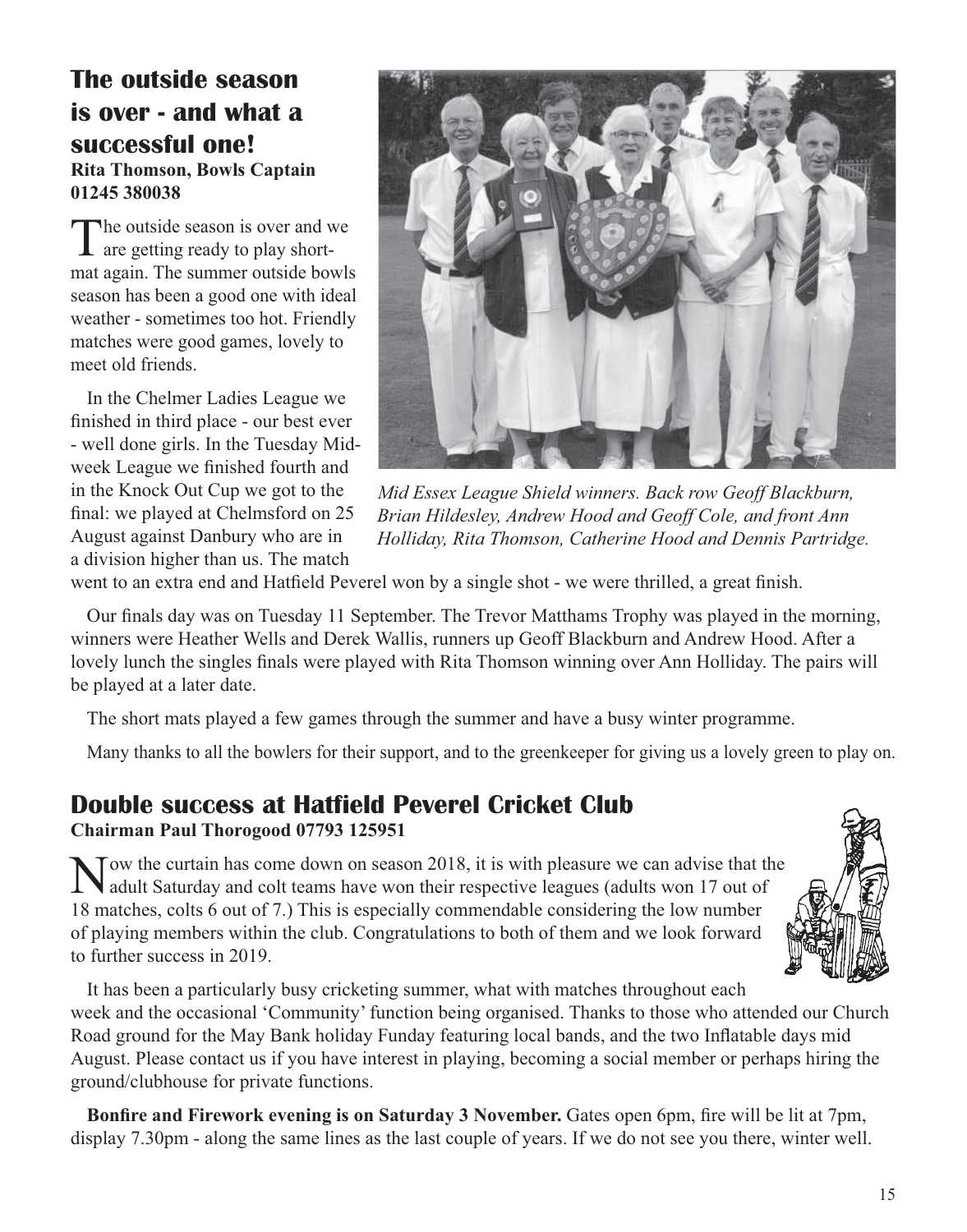## The outside season is over - and what a successful one!

**Rita Thomson, Bowls Captain**
**01245 380038**

The outside season is over and we are getting ready to play short-mat again. The summer outside bowls season has been a good one with ideal weather - sometimes too hot. Friendly matches were good games, lovely to meet old friends.

In the Chelmer Ladies League we finished in third place - our best ever - well done girls. In the Tuesday Mid-week League we finished fourth and in the Knock Out Cup we got to the final: we played at Chelmsford on 25 August against Danbury who are in a division higher than us. The match went to an extra end and Hatfield Peverel won by a single shot - we were thrilled, a great finish.

*Mid Essex League Shield winners. Back row Geoff Blackburn, Brian Hildesley, Andrew Hood and Geoff Cole, and front Ann Holliday, Rita Thomson, Catherine Hood and Dennis Partridge.*

Our finals day was on Tuesday 11 September. The Trevor Matthams Trophy was played in the morning, winners were Heather Wells and Derek Wallis, runners up Geoff Blackburn and Andrew Hood. After a lovely lunch the singles finals were played with Rita Thomson winning over Ann Holliday. The pairs will be played at a later date.

The short mats played a few games through the summer and have a busy winter programme.

Many thanks to all the bowlers for their support, and to the greenkeeper for giving us a lovely green to play on.

## Double success at Hatfield Peverel Cricket Club

**Chairman Paul Thorogood 07793 125951**

Now the curtain has come down on season 2018, it is with pleasure we can advise that the adult Saturday and colt teams have won their respective leagues (adults won 17 out of 18 matches, colts 6 out of 7.) This is especially commendable considering the low number of playing members within the club. Congratulations to both of them and we look forward to further success in 2019.

It has been a particularly busy cricketing summer, what with matches throughout each week and the occasional 'Community' function being organised. Thanks to those who attended our Church Road ground for the May Bank holiday Funday featuring local bands, and the two Inflatable days mid August. Please contact us if you have interest in playing, becoming a social member or perhaps hiring the ground/clubhouse for private functions.

**Bonfire and Firework evening is on Saturday 3 November.** Gates open 6pm, fire will be lit at 7pm, display 7.30pm - along the same lines as the last couple of years. If we do not see you there, winter well.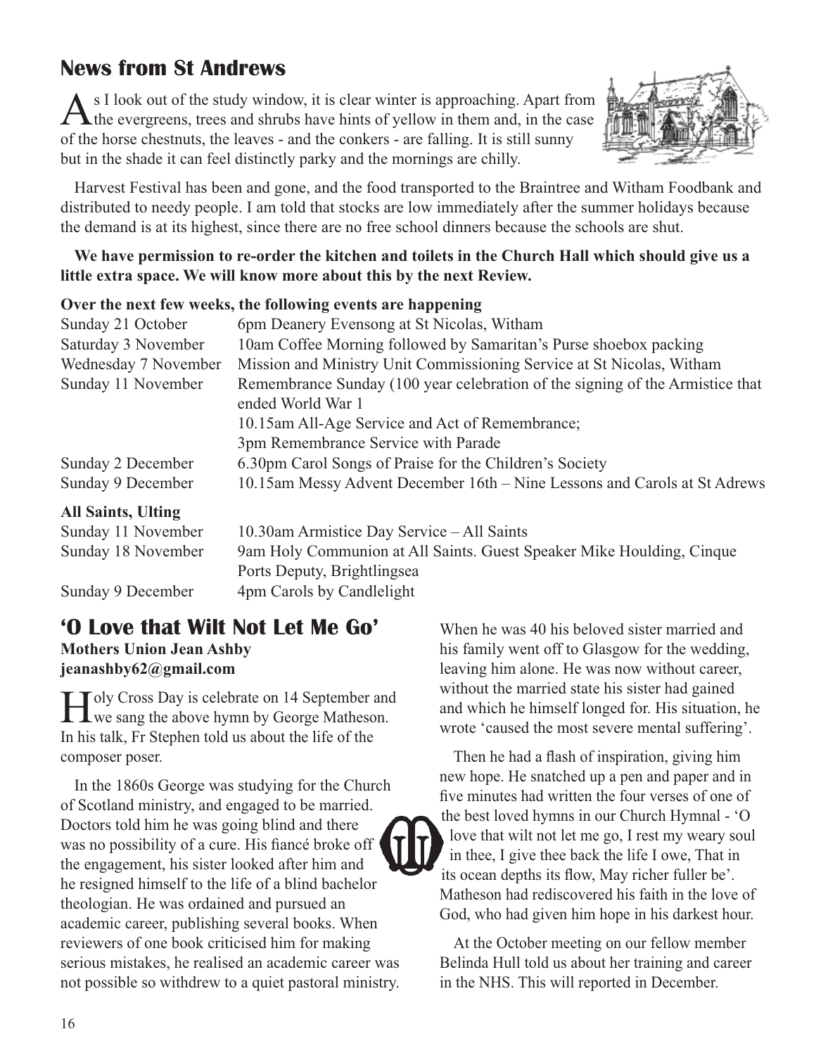## News from St Andrews

As I look out of the study window, it is clear winter is approaching. Apart from the evergreens, trees and shrubs have hints of yellow in them and, in the case of the horse chestnuts, the leaves - and the conkers - are falling. It is still sunny but in the shade it can feel distinctly parky and the mornings are chilly.

Harvest Festival has been and gone, and the food transported to the Braintree and Witham Foodbank and distributed to needy people. I am told that stocks are low immediately after the summer holidays because the demand is at its highest, since there are no free school dinners because the schools are shut.

**We have permission to re-order the kitchen and toilets in the Church Hall which should give us a little extra space. We will know more about this by the next Review.**

**Over the next few weeks, the following events are happening**

| | |
|---|---|
| Sunday 21 October | 6pm Deanery Evensong at St Nicolas, Witham |
| Saturday 3 November | 10am Coffee Morning followed by Samaritan's Purse shoebox packing |
| Wednesday 7 November | Mission and Ministry Unit Commissioning Service at St Nicolas, Witham |
| Sunday 11 November | Remembrance Sunday (100 year celebration of the signing of the Armistice that ended World War 1<br>10.15am All-Age Service and Act of Remembrance;<br>3pm Remembrance Service with Parade |
| Sunday 2 December | 6.30pm Carol Songs of Praise for the Children's Society |
| Sunday 9 December | 10.15am Messy Advent December 16th – Nine Lessons and Carols at St Adrews |

**All Saints, Ulting**

| | |
|---|---|
| Sunday 11 November | 10.30am Armistice Day Service – All Saints |
| Sunday 18 November | 9am Holy Communion at All Saints. Guest Speaker Mike Houlding, Cinque Ports Deputy, Brightlingsea |
| Sunday 9 December | 4pm Carols by Candlelight |

## 'O Love that Wilt Not Let Me Go'

**Mothers Union Jean Ashby**
**jeanashby62@gmail.com**

Holy Cross Day is celebrate on 14 September and we sang the above hymn by George Matheson. In his talk, Fr Stephen told us about the life of the composer poser.

In the 1860s George was studying for the Church of Scotland ministry, and engaged to be married. Doctors told him he was going blind and there was no possibility of a cure. His fiancé broke off the engagement, his sister looked after him and he resigned himself to the life of a blind bachelor theologian. He was ordained and pursued an academic career, publishing several books. When reviewers of one book criticised him for making serious mistakes, he realised an academic career was not possible so withdrew to a quiet pastoral ministry.

When he was 40 his beloved sister married and his family went off to Glasgow for the wedding, leaving him alone. He was now without career, without the married state his sister had gained and which he himself longed for. His situation, he wrote 'caused the most severe mental suffering'.

Then he had a flash of inspiration, giving him new hope. He snatched up a pen and paper and in five minutes had written the four verses of one of the best loved hymns in our Church Hymnal - 'O love that wilt not let me go, I rest my weary soul in thee, I give thee back the life I owe, That in its ocean depths its flow, May richer fuller be'. Matheson had rediscovered his faith in the love of God, who had given him hope in his darkest hour.

At the October meeting on our fellow member Belinda Hull told us about her training and career in the NHS. This will reported in December.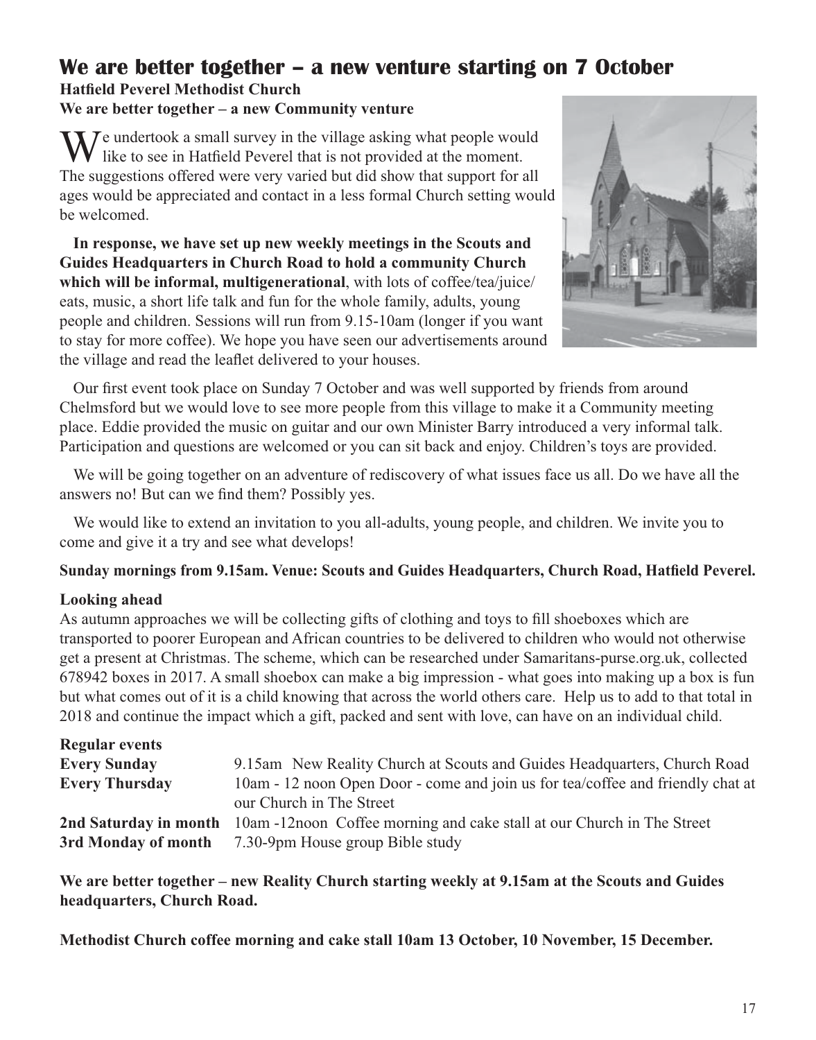## We are better together – a new venture starting on 7 October

**Hatfield Peverel Methodist Church**
**We are better together – a new Community venture**

We undertook a small survey in the village asking what people would like to see in Hatfield Peverel that is not provided at the moment. The suggestions offered were very varied but did show that support for all ages would be appreciated and contact in a less formal Church setting would be welcomed.

**In response, we have set up new weekly meetings in the Scouts and Guides Headquarters in Church Road to hold a community Church which will be informal, multigenerational**, with lots of coffee/tea/juice/eats, music, a short life talk and fun for the whole family, adults, young people and children. Sessions will run from 9.15-10am (longer if you want to stay for more coffee). We hope you have seen our advertisements around the village and read the leaflet delivered to your houses.

Our first event took place on Sunday 7 October and was well supported by friends from around Chelmsford but we would love to see more people from this village to make it a Community meeting place. Eddie provided the music on guitar and our own Minister Barry introduced a very informal talk. Participation and questions are welcomed or you can sit back and enjoy. Children's toys are provided.

We will be going together on an adventure of rediscovery of what issues face us all. Do we have all the answers no! But can we find them? Possibly yes.

We would like to extend an invitation to you all-adults, young people, and children. We invite you to come and give it a try and see what develops!

**Sunday mornings from 9.15am. Venue: Scouts and Guides Headquarters, Church Road, Hatfield Peverel.**

**Looking ahead**

As autumn approaches we will be collecting gifts of clothing and toys to fill shoeboxes which are transported to poorer European and African countries to be delivered to children who would not otherwise get a present at Christmas. The scheme, which can be researched under Samaritans-purse.org.uk, collected 678942 boxes in 2017. A small shoebox can make a big impression - what goes into making up a box is fun but what comes out of it is a child knowing that across the world others care. Help us to add to that total in 2018 and continue the impact which a gift, packed and sent with love, can have on an individual child.

**Regular events**

| | |
|---|---|
| **Every Sunday** | 9.15am New Reality Church at Scouts and Guides Headquarters, Church Road |
| **Every Thursday** | 10am - 12 noon Open Door - come and join us for tea/coffee and friendly chat at our Church in The Street |
| **2nd Saturday in month** | 10am -12noon Coffee morning and cake stall at our Church in The Street |
| **3rd Monday of month** | 7.30-9pm House group Bible study |

**We are better together – new Reality Church starting weekly at 9.15am at the Scouts and Guides headquarters, Church Road.**

**Methodist Church coffee morning and cake stall 10am 13 October, 10 November, 15 December.**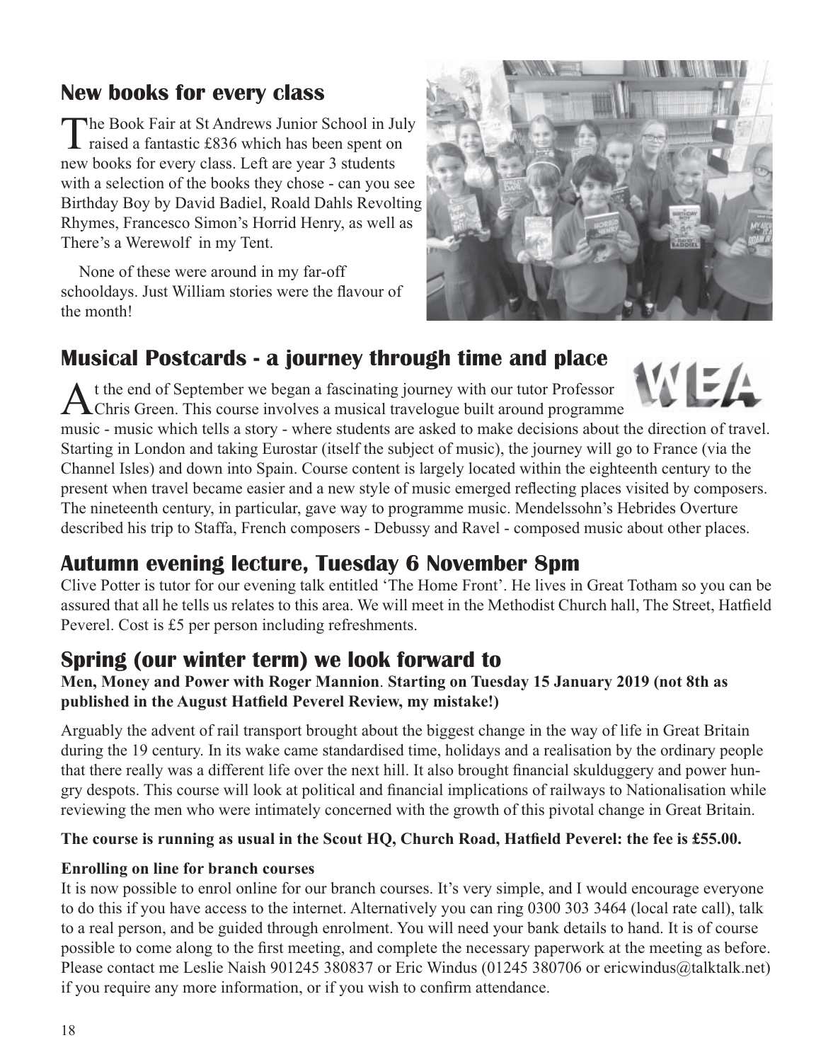## New books for every class

The Book Fair at St Andrews Junior School in July raised a fantastic £836 which has been spent on new books for every class. Left are year 3 students with a selection of the books they chose - can you see Birthday Boy by David Badiel, Roald Dahls Revolting Rhymes, Francesco Simon's Horrid Henry, as well as There's a Werewolf in my Tent.

None of these were around in my far-off schooldays. Just William stories were the flavour of the month!

## Musical Postcards - a journey through time and place

At the end of September we began a fascinating journey with our tutor Professor Chris Green. This course involves a musical travelogue built around programme music - music which tells a story - where students are asked to make decisions about the direction of travel. Starting in London and taking Eurostar (itself the subject of music), the journey will go to France (via the Channel Isles) and down into Spain. Course content is largely located within the eighteenth century to the present when travel became easier and a new style of music emerged reflecting places visited by composers. The nineteenth century, in particular, gave way to programme music. Mendelssohn's Hebrides Overture described his trip to Staffa, French composers - Debussy and Ravel - composed music about other places.

## Autumn evening lecture, Tuesday 6 November 8pm

Clive Potter is tutor for our evening talk entitled 'The Home Front'. He lives in Great Totham so you can be assured that all he tells us relates to this area. We will meet in the Methodist Church hall, The Street, Hatfield Peverel. Cost is £5 per person including refreshments.

## Spring (our winter term) we look forward to

**Men, Money and Power with Roger Mannion**. **Starting on Tuesday 15 January 2019 (not 8th as published in the August Hatfield Peverel Review, my mistake!)**

Arguably the advent of rail transport brought about the biggest change in the way of life in Great Britain during the 19 century. In its wake came standardised time, holidays and a realisation by the ordinary people that there really was a different life over the next hill. It also brought financial skulduggery and power hungry despots. This course will look at political and financial implications of railways to Nationalisation while reviewing the men who were intimately concerned with the growth of this pivotal change in Great Britain.

**The course is running as usual in the Scout HQ, Church Road, Hatfield Peverel: the fee is £55.00.**

**Enrolling on line for branch courses**

It is now possible to enrol online for our branch courses. It's very simple, and I would encourage everyone to do this if you have access to the internet. Alternatively you can ring 0300 303 3464 (local rate call), talk to a real person, and be guided through enrolment. You will need your bank details to hand. It is of course possible to come along to the first meeting, and complete the necessary paperwork at the meeting as before. Please contact me Leslie Naish 901245 380837 or Eric Windus (01245 380706 or ericwindus@talktalk.net) if you require any more information, or if you wish to confirm attendance.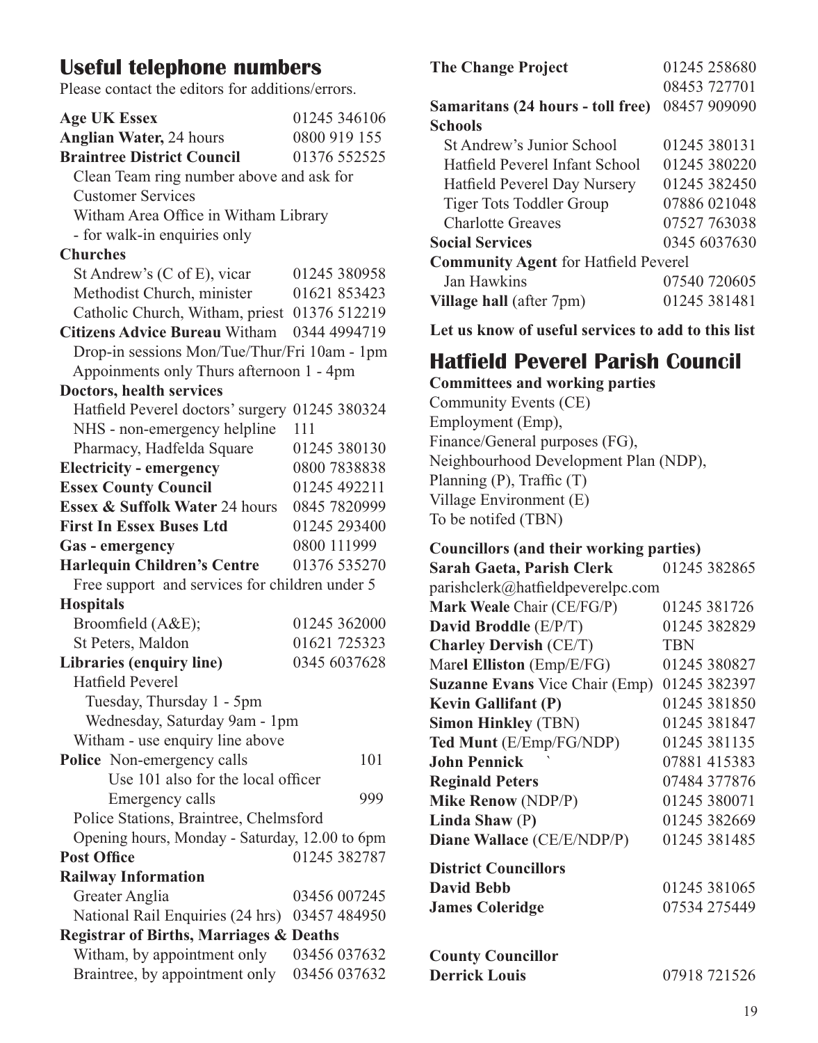## Useful telephone numbers

Please contact the editors for additions/errors.

| | |
|---|---|
| **Age UK Essex** | 01245 346106 |
| **Anglian Water,** 24 hours | 0800 919 155 |
| **Braintree District Council** | 01376 552525 |
| Clean Team ring number above and ask for Customer Services | |
| Witham Area Office in Witham Library - for walk-in enquiries only | |
| **Churches** | |
| St Andrew's (C of E), vicar | 01245 380958 |
| Methodist Church, minister | 01621 853423 |
| Catholic Church, Witham, priest | 01376 512219 |
| **Citizens Advice Bureau** Witham | 0344 4994719 |
| Drop-in sessions Mon/Tue/Thur/Fri 10am - 1pm | |
| Appoinments only Thurs afternoon 1 - 4pm | |
| **Doctors, health services** | |
| Hatfield Peverel doctors' surgery | 01245 380324 |
| NHS - non-emergency helpline | 111 |
| Pharmacy, Hadfelda Square | 01245 380130 |
| **Electricity - emergency** | 0800 7838838 |
| **Essex County Council** | 01245 492211 |
| **Essex & Suffolk Water** 24 hours | 0845 7820999 |
| **First In Essex Buses Ltd** | 01245 293400 |
| **Gas - emergency** | 0800 111999 |
| **Harlequin Children's Centre** | 01376 535270 |
| Free support and services for children under 5 | |
| **Hospitals** | |
| Broomfield (A&E); | 01245 362000 |
| St Peters, Maldon | 01621 725323 |
| **Libraries (enquiry line)** | 0345 6037628 |
| Hatfield Peverel | |
| Tuesday, Thursday 1 - 5pm | |
| Wednesday, Saturday 9am - 1pm | |
| Witham - use enquiry line above | |
| **Police** Non-emergency calls | 101 |
| Use 101 also for the local officer | |
| Emergency calls | 999 |
| Police Stations, Braintree, Chelmsford | |
| Opening hours, Monday - Saturday, 12.00 to 6pm | |
| **Post Office** | 01245 382787 |
| **Railway Information** | |
| Greater Anglia | 03456 007245 |
| National Rail Enquiries (24 hrs) | 03457 484950 |
| **Registrar of Births, Marriages & Deaths** | |
| Witham, by appointment only | 03456 037632 |
| Braintree, by appointment only | 03456 037632 |
| **The Change Project** | 01245 258680 |
| | 08453 727701 |
| **Samaritans (24 hours - toll free)** | 08457 909090 |
| **Schools** | |
| St Andrew's Junior School | 01245 380131 |
| Hatfield Peverel Infant School | 01245 380220 |
| Hatfield Peverel Day Nursery | 01245 382450 |
| Tiger Tots Toddler Group | 07886 021048 |
| Charlotte Greaves | 07527 763038 |
| **Social Services** | 0345 6037630 |
| **Community Agent** for Hatfield Peverel | |
| Jan Hawkins | 07540 720605 |
| **Village hall** (after 7pm) | 01245 381481 |

**Let us know of useful services to add to this list**

## Hatfield Peverel Parish Council

**Committees and working parties**

Community Events (CE)
Employment (Emp),
Finance/General purposes (FG),
Neighbourhood Development Plan (NDP),
Planning (P), Traffic (T)
Village Environment (E)
To be notifed (TBN)

**Councillors (and their working parties)**

| | |
|---|---|
| **Sarah Gaeta, Parish Clerk** | 01245 382865 |
| parishclerk@hatfieldpeverelpc.com | |
| **Mark Weale** Chair (CE/FG/P) | 01245 381726 |
| **David Broddle** (E/P/T) | 01245 382829 |
| **Charley Dervish** (CE/T) | TBN |
| Mar**el Elliston** (Emp/E/FG) | 01245 380827 |
| **Suzanne Evans** Vice Chair (Emp) | 01245 382397 |
| **Kevin Gallifant (P)** | 01245 381850 |
| **Simon Hinkley** (TBN) | 01245 381847 |
| **Ted Munt** (E/Emp/FG/NDP) | 01245 381135 |
| **John Pennick** ` | 07881 415383 |
| **Reginald Peters** | 07484 377876 |
| **Mike Renow** (NDP/P) | 01245 380071 |
| **Linda Shaw** (P) | 01245 382669 |
| **Diane Wallace** (CE/E/NDP/P) | 01245 381485 |

**District Councillors**

| | |
|---|---|
| **David Bebb** | 01245 381065 |
| **James Coleridge** | 07534 275449 |

**County Councillor**

| | |
|---|---|
| **Derrick Louis** | 07918 721526 |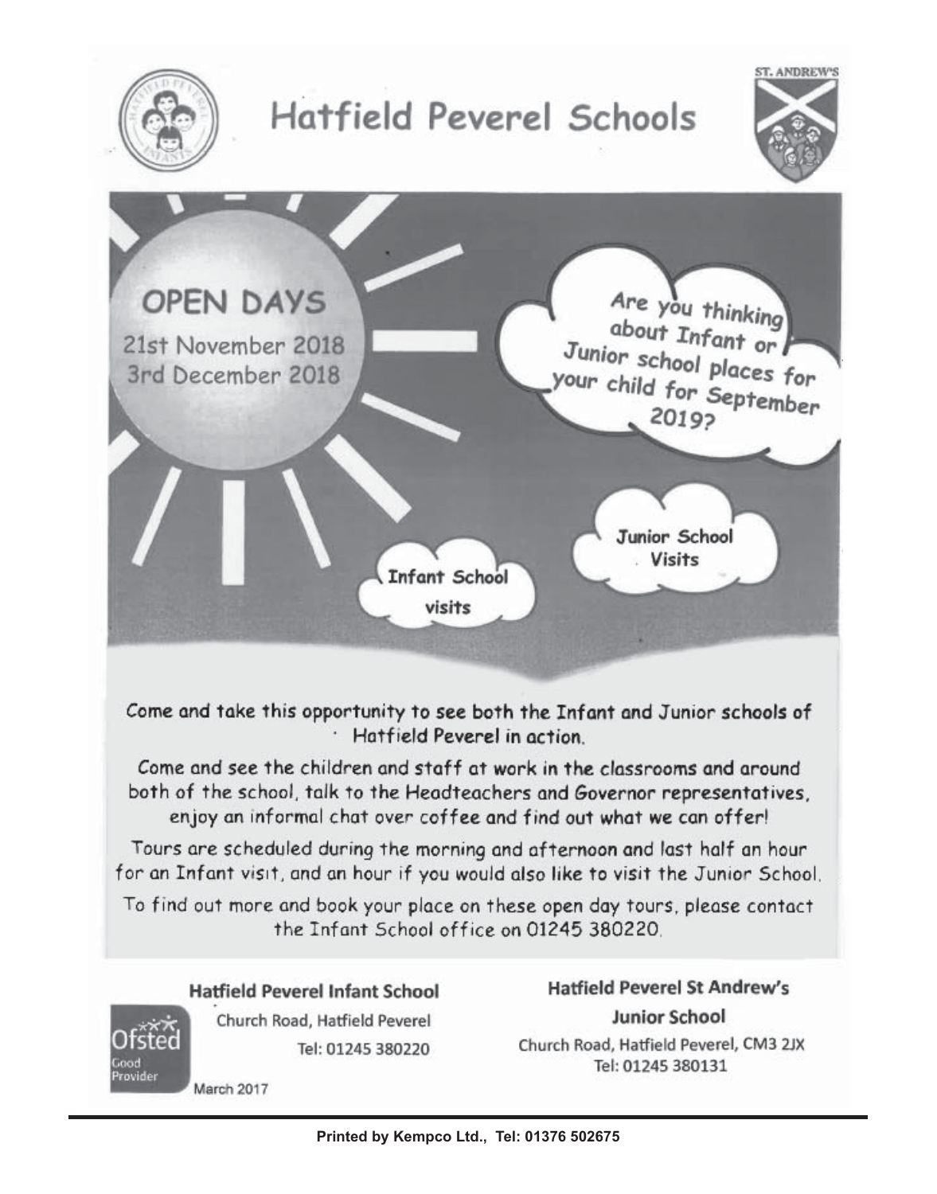# Hatfield Peverel Schools

ST. ANDREW'S

## OPEN DAYS

21st November 2018

3rd December 2018

Are you thinking about Infant or Junior school places for your child for September 2019?

Junior School Visits

Infant School visits

Come and take this opportunity to see both the Infant and Junior schools of Hatfield Peverel in action.

Come and see the children and staff at work in the classrooms and around both of the school, talk to the Headteachers and Governor representatives, enjoy an informal chat over coffee and find out what we can offer!

Tours are scheduled during the morning and afternoon and last half an hour for an Infant visit, and an hour if you would also like to visit the Junior School.

To find out more and book your place on these open day tours, please contact the Infant School office on 01245 380220.

**Hatfield Peverel Infant School**
Church Road, Hatfield Peverel
Tel: 01245 380220

Ofsted Good Provider
March 2017

**Hatfield Peverel St Andrew's Junior School**
Church Road, Hatfield Peverel, CM3 2JX
Tel: 01245 380131

**Printed by Kempco Ltd., Tel: 01376 502675**